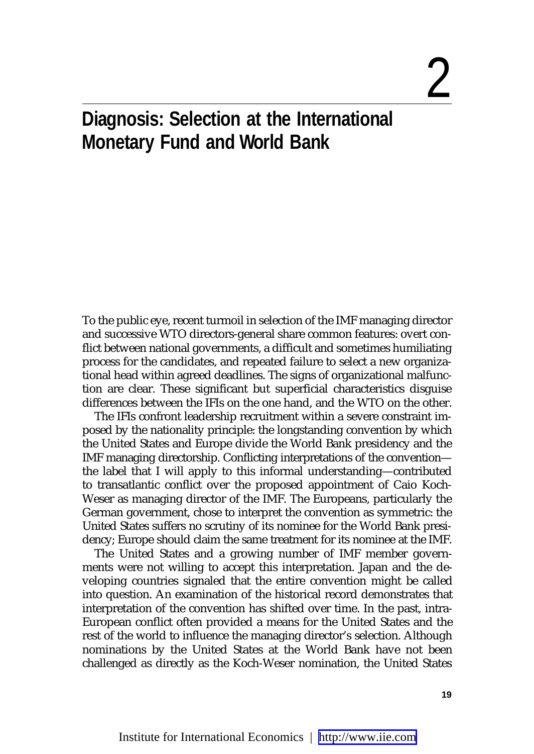# 2

# Diagnosis: Selection at the International Monetary Fund and World Bank

To the public eye, recent turmoil in selection of the IMF managing director and successive WTO directors-general share common features: overt conflict between national governments, a difficult and sometimes humiliating process for the candidates, and repeated failure to select a new organizational head within agreed deadlines. The signs of organizational malfunction are clear. These significant but superficial characteristics disguise differences between the IFIs on the one hand, and the WTO on the other.

The IFIs confront leadership recruitment within a severe constraint imposed by the nationality principle: the longstanding convention by which the United States and Europe divide the World Bank presidency and the IMF managing directorship. Conflicting interpretations of the convention—the label that I will apply to this informal understanding—contributed to transatlantic conflict over the proposed appointment of Caio Koch-Weser as managing director of the IMF. The Europeans, particularly the German government, chose to interpret the convention as symmetric: the United States suffers no scrutiny of its nominee for the World Bank presidency; Europe should claim the same treatment for its nominee at the IMF.

The United States and a growing number of IMF member governments were not willing to accept this interpretation. Japan and the developing countries signaled that the entire convention might be called into question. An examination of the historical record demonstrates that interpretation of the convention has shifted over time. In the past, intra-European conflict often provided a means for the United States and the rest of the world to influence the managing director's selection. Although nominations by the United States at the World Bank have not been challenged as directly as the Koch-Weser nomination, the United States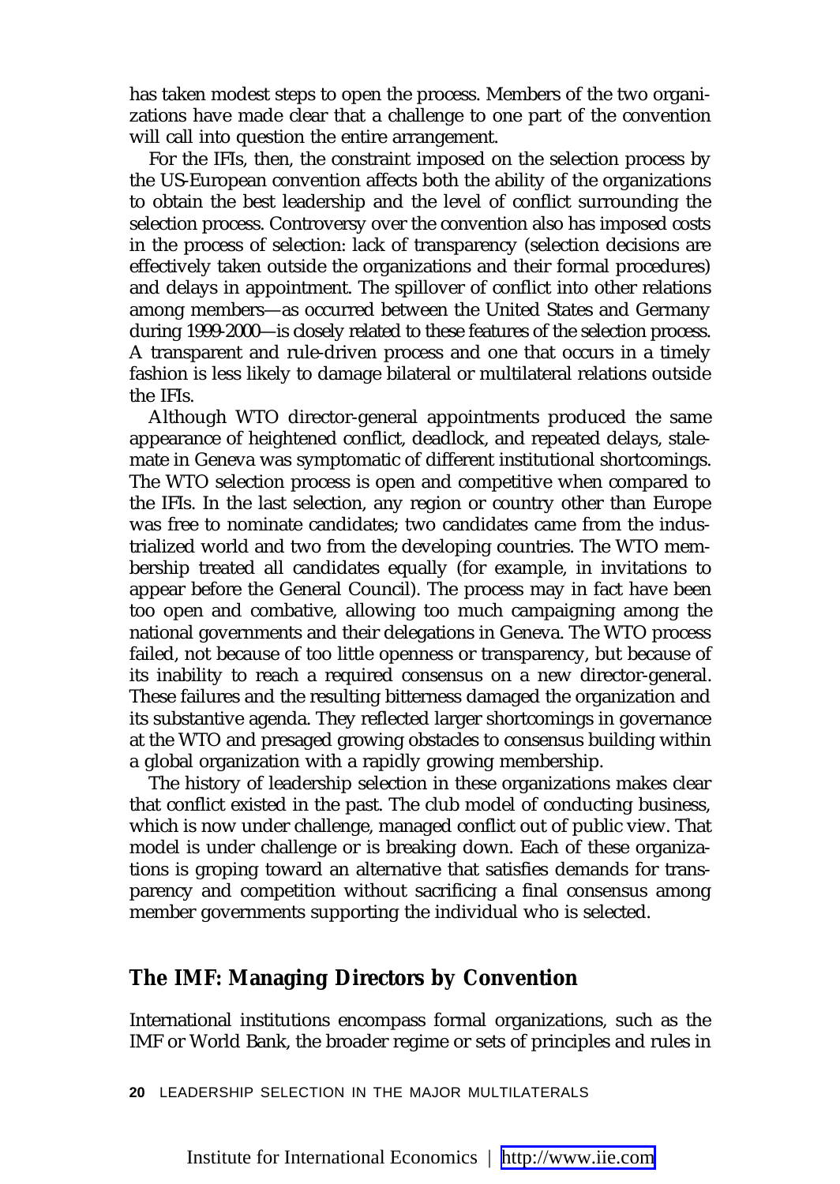has taken modest steps to open the process. Members of the two organizations have made clear that a challenge to one part of the convention will call into question the entire arrangement.

For the IFIs, then, the constraint imposed on the selection process by the US-European convention affects both the ability of the organizations to obtain the best leadership and the level of conflict surrounding the selection process. Controversy over the convention also has imposed costs in the process of selection: lack of transparency (selection decisions are effectively taken outside the organizations and their formal procedures) and delays in appointment. The spillover of conflict into other relations among members—as occurred between the United States and Germany during 1999-2000—is closely related to these features of the selection process. A transparent and rule-driven process and one that occurs in a timely fashion is less likely to damage bilateral or multilateral relations outside the IFIs.

Although WTO director-general appointments produced the same appearance of heightened conflict, deadlock, and repeated delays, stalemate in Geneva was symptomatic of different institutional shortcomings. The WTO selection process is open and competitive when compared to the IFIs. In the last selection, any region or country other than Europe was free to nominate candidates; two candidates came from the industrialized world and two from the developing countries. The WTO membership treated all candidates equally (for example, in invitations to appear before the General Council). The process may in fact have been too open and combative, allowing too much campaigning among the national governments and their delegations in Geneva. The WTO process failed, not because of too little openness or transparency, but because of its inability to reach a required consensus on a new director-general. These failures and the resulting bitterness damaged the organization and its substantive agenda. They reflected larger shortcomings in governance at the WTO and presaged growing obstacles to consensus building within a global organization with a rapidly growing membership.

The history of leadership selection in these organizations makes clear that conflict existed in the past. The club model of conducting business, which is now under challenge, managed conflict out of public view. That model is under challenge or is breaking down. Each of these organizations is groping toward an alternative that satisfies demands for transparency and competition without sacrificing a final consensus among member governments supporting the individual who is selected.

## The IMF: Managing Directors by Convention

International institutions encompass formal organizations, such as the IMF or World Bank, the broader regime or sets of principles and rules in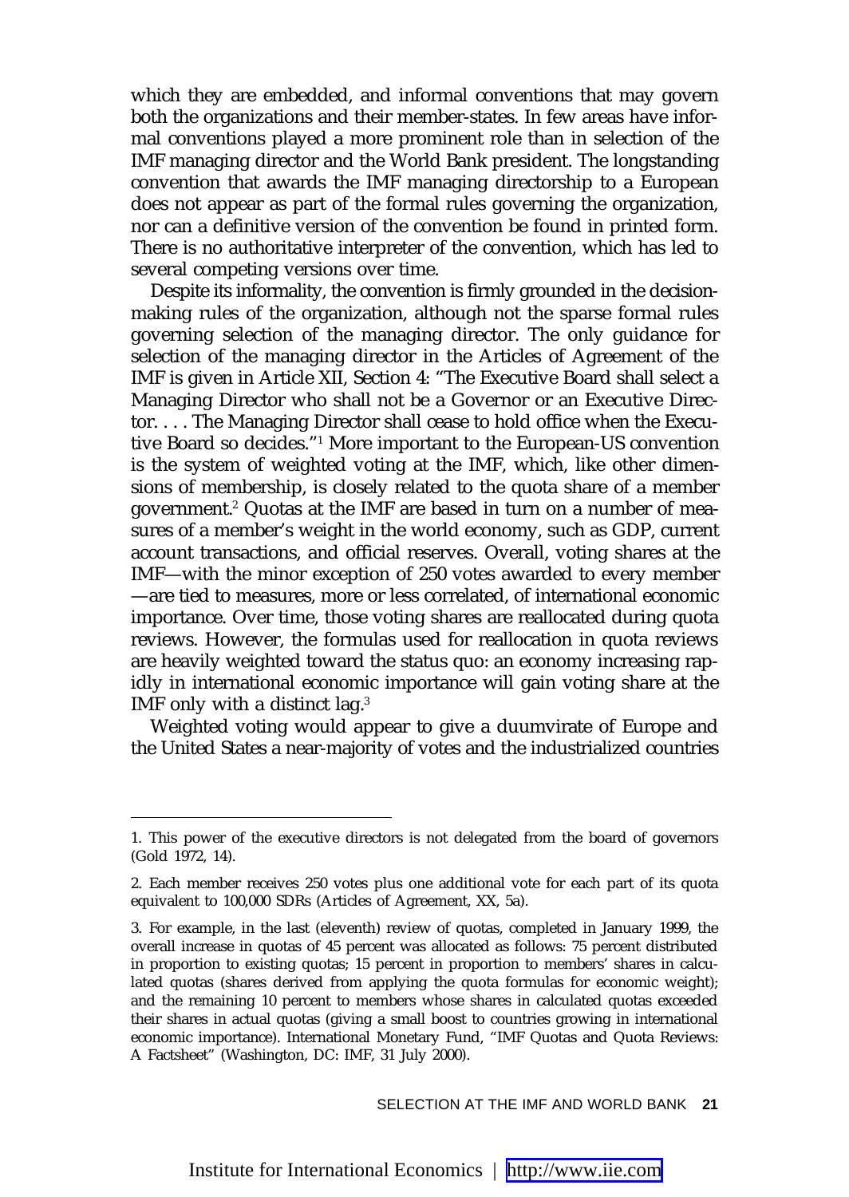which they are embedded, and informal conventions that may govern both the organizations and their member-states. In few areas have informal conventions played a more prominent role than in selection of the IMF managing director and the World Bank president. The longstanding convention that awards the IMF managing directorship to a European does not appear as part of the formal rules governing the organization, nor can a definitive version of the convention be found in printed form. There is no authoritative interpreter of the convention, which has led to several competing versions over time.

Despite its informality, the convention is firmly grounded in the decision-making rules of the organization, although not the sparse formal rules governing selection of the managing director. The only guidance for selection of the managing director in the Articles of Agreement of the IMF is given in Article XII, Section 4: "The Executive Board shall select a Managing Director who shall not be a Governor or an Executive Director. . . . The Managing Director shall cease to hold office when the Executive Board so decides."[1] More important to the European-US convention is the system of weighted voting at the IMF, which, like other dimensions of membership, is closely related to the quota share of a member government.[2] Quotas at the IMF are based in turn on a number of measures of a member's weight in the world economy, such as GDP, current account transactions, and official reserves. Overall, voting shares at the IMF—with the minor exception of 250 votes awarded to every member—are tied to measures, more or less correlated, of international economic importance. Over time, those voting shares are reallocated during quota reviews. However, the formulas used for reallocation in quota reviews are heavily weighted toward the status quo: an economy increasing rapidly in international economic importance will gain voting share at the IMF only with a distinct lag.[3]

Weighted voting would appear to give a duumvirate of Europe and the United States a near-majority of votes and the industrialized countries

---

1. This power of the executive directors is not delegated from the board of governors (Gold 1972, 14).

2. Each member receives 250 votes plus one additional vote for each part of its quota equivalent to 100,000 SDRs (Articles of Agreement, XX, 5a).

3. For example, in the last (eleventh) review of quotas, completed in January 1999, the overall increase in quotas of 45 percent was allocated as follows: 75 percent distributed in proportion to existing quotas; 15 percent in proportion to members' shares in calculated quotas (shares derived from applying the quota formulas for economic weight); and the remaining 10 percent to members whose shares in calculated quotas exceeded their shares in actual quotas (giving a small boost to countries growing in international economic importance). International Monetary Fund, "IMF Quotas and Quota Reviews: A Factsheet" (Washington, DC: IMF, 31 July 2000).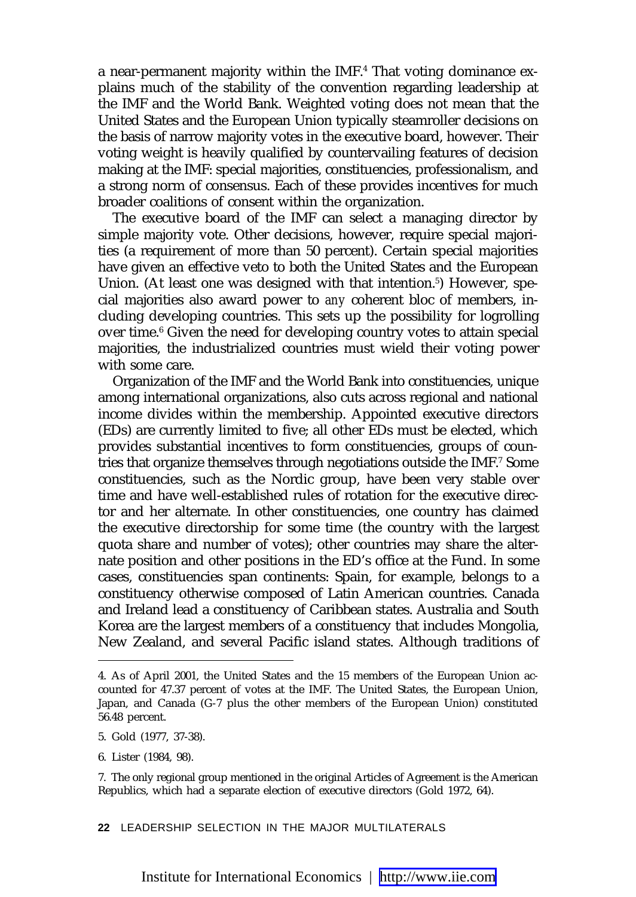a near-permanent majority within the IMF.[4] That voting dominance explains much of the stability of the convention regarding leadership at the IMF and the World Bank. Weighted voting does not mean that the United States and the European Union typically steamroller decisions on the basis of narrow majority votes in the executive board, however. Their voting weight is heavily qualified by countervailing features of decision making at the IMF: special majorities, constituencies, professionalism, and a strong norm of consensus. Each of these provides incentives for much broader coalitions of consent within the organization.

The executive board of the IMF can select a managing director by simple majority vote. Other decisions, however, require special majorities (a requirement of more than 50 percent). Certain special majorities have given an effective veto to both the United States and the European Union. (At least one was designed with that intention.[5]) However, special majorities also award power to *any* coherent bloc of members, including developing countries. This sets up the possibility for logrolling over time.[6] Given the need for developing country votes to attain special majorities, the industrialized countries must wield their voting power with some care.

Organization of the IMF and the World Bank into constituencies, unique among international organizations, also cuts across regional and national income divides within the membership. Appointed executive directors (EDs) are currently limited to five; all other EDs must be elected, which provides substantial incentives to form constituencies, groups of countries that organize themselves through negotiations outside the IMF.[7] Some constituencies, such as the Nordic group, have been very stable over time and have well-established rules of rotation for the executive director and her alternate. In other constituencies, one country has claimed the executive directorship for some time (the country with the largest quota share and number of votes); other countries may share the alternate position and other positions in the ED's office at the Fund. In some cases, constituencies span continents: Spain, for example, belongs to a constituency otherwise composed of Latin American countries. Canada and Ireland lead a constituency of Caribbean states. Australia and South Korea are the largest members of a constituency that includes Mongolia, New Zealand, and several Pacific island states. Although traditions of

---

4. As of April 2001, the United States and the 15 members of the European Union accounted for 47.37 percent of votes at the IMF. The United States, the European Union, Japan, and Canada (G-7 plus the other members of the European Union) constituted 56.48 percent.

5. Gold (1977, 37-38).

6. Lister (1984, 98).

7. The only regional group mentioned in the original Articles of Agreement is the American Republics, which had a separate election of executive directors (Gold 1972, 64).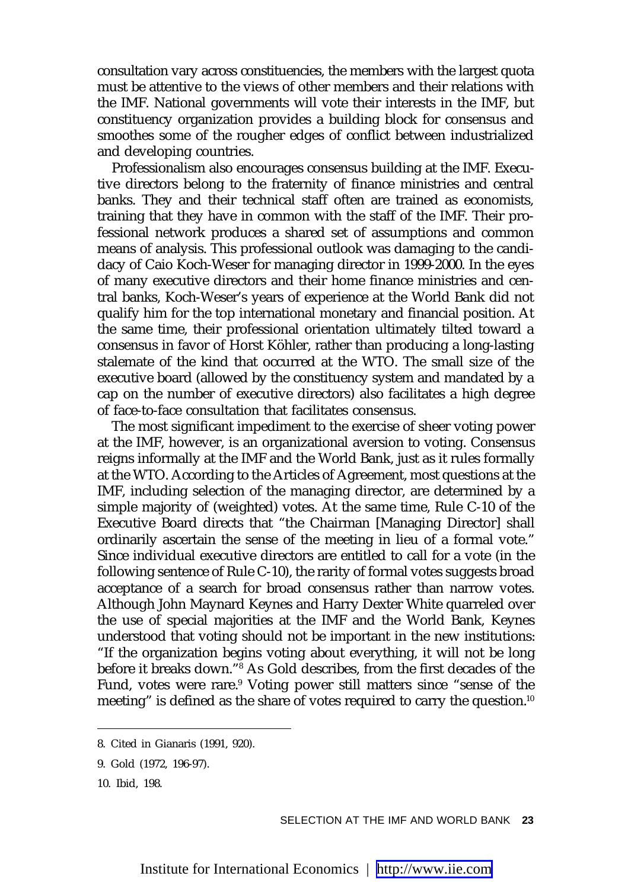consultation vary across constituencies, the members with the largest quota must be attentive to the views of other members and their relations with the IMF. National governments will vote their interests in the IMF, but constituency organization provides a building block for consensus and smoothes some of the rougher edges of conflict between industrialized and developing countries.

Professionalism also encourages consensus building at the IMF. Executive directors belong to the fraternity of finance ministries and central banks. They and their technical staff often are trained as economists, training that they have in common with the staff of the IMF. Their professional network produces a shared set of assumptions and common means of analysis. This professional outlook was damaging to the candidacy of Caio Koch-Weser for managing director in 1999-2000. In the eyes of many executive directors and their home finance ministries and central banks, Koch-Weser's years of experience at the World Bank did not qualify him for the top international monetary and financial position. At the same time, their professional orientation ultimately tilted toward a consensus in favor of Horst Köhler, rather than producing a long-lasting stalemate of the kind that occurred at the WTO. The small size of the executive board (allowed by the constituency system and mandated by a cap on the number of executive directors) also facilitates a high degree of face-to-face consultation that facilitates consensus.

The most significant impediment to the exercise of sheer voting power at the IMF, however, is an organizational aversion to voting. Consensus reigns informally at the IMF and the World Bank, just as it rules formally at the WTO. According to the Articles of Agreement, most questions at the IMF, including selection of the managing director, are determined by a simple majority of (weighted) votes. At the same time, Rule C-10 of the Executive Board directs that "the Chairman [Managing Director] shall ordinarily ascertain the sense of the meeting in lieu of a formal vote." Since individual executive directors are entitled to call for a vote (in the following sentence of Rule C-10), the rarity of formal votes suggests broad acceptance of a search for broad consensus rather than narrow votes. Although John Maynard Keynes and Harry Dexter White quarreled over the use of special majorities at the IMF and the World Bank, Keynes understood that voting should not be important in the new institutions: "If the organization begins voting about everything, it will not be long before it breaks down."[8] As Gold describes, from the first decades of the Fund, votes were rare.[9] Voting power still matters since "sense of the meeting" is defined as the share of votes required to carry the question.[10]

8. Cited in Gianaris (1991, 920).

9. Gold (1972, 196-97).

10. Ibid, 198.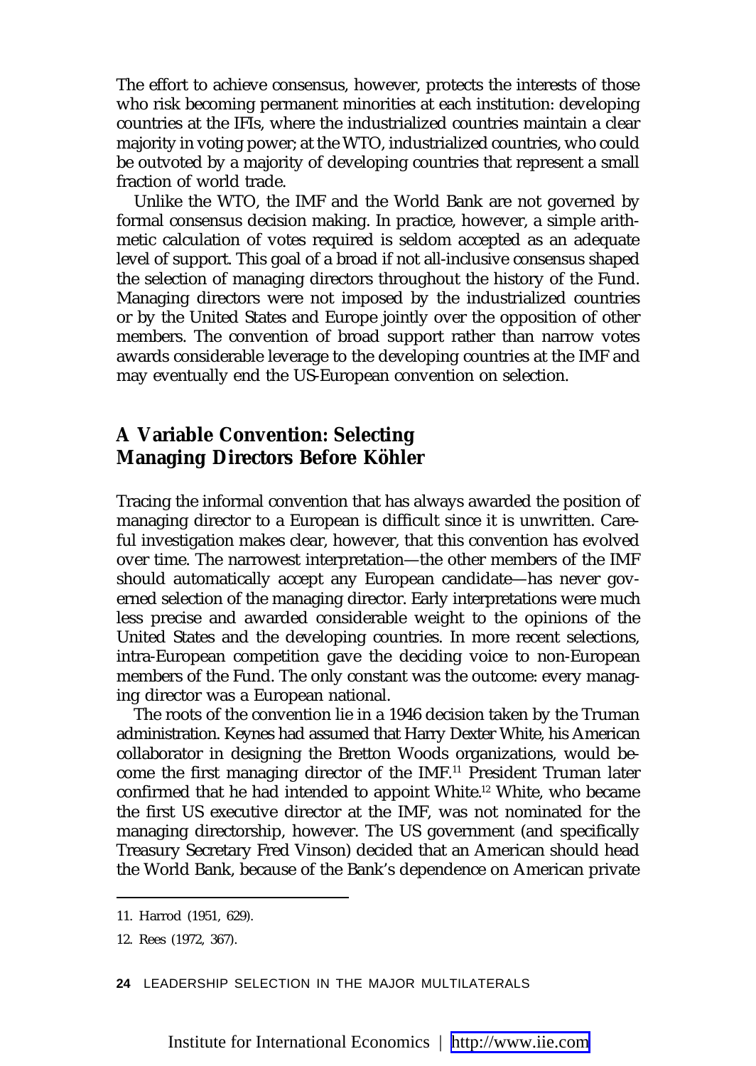The effort to achieve consensus, however, protects the interests of those who risk becoming permanent minorities at each institution: developing countries at the IFIs, where the industrialized countries maintain a clear majority in voting power; at the WTO, industrialized countries, who could be outvoted by a majority of developing countries that represent a small fraction of world trade.

Unlike the WTO, the IMF and the World Bank are not governed by formal consensus decision making. In practice, however, a simple arithmetic calculation of votes required is seldom accepted as an adequate level of support. This goal of a broad if not all-inclusive consensus shaped the selection of managing directors throughout the history of the Fund. Managing directors were not imposed by the industrialized countries or by the United States and Europe jointly over the opposition of other members. The convention of broad support rather than narrow votes awards considerable leverage to the developing countries at the IMF and may eventually end the US-European convention on selection.

## A Variable Convention: Selecting Managing Directors Before Köhler

Tracing the informal convention that has always awarded the position of managing director to a European is difficult since it is unwritten. Careful investigation makes clear, however, that this convention has evolved over time. The narrowest interpretation—the other members of the IMF should automatically accept any European candidate—has never governed selection of the managing director. Early interpretations were much less precise and awarded considerable weight to the opinions of the United States and the developing countries. In more recent selections, intra-European competition gave the deciding voice to non-European members of the Fund. The only constant was the outcome: every managing director was a European national.

The roots of the convention lie in a 1946 decision taken by the Truman administration. Keynes had assumed that Harry Dexter White, his American collaborator in designing the Bretton Woods organizations, would become the first managing director of the IMF.[11] President Truman later confirmed that he had intended to appoint White.[12] White, who became the first US executive director at the IMF, was not nominated for the managing directorship, however. The US government (and specifically Treasury Secretary Fred Vinson) decided that an American should head the World Bank, because of the Bank's dependence on American private

11. Harrod (1951, 629).

12. Rees (1972, 367).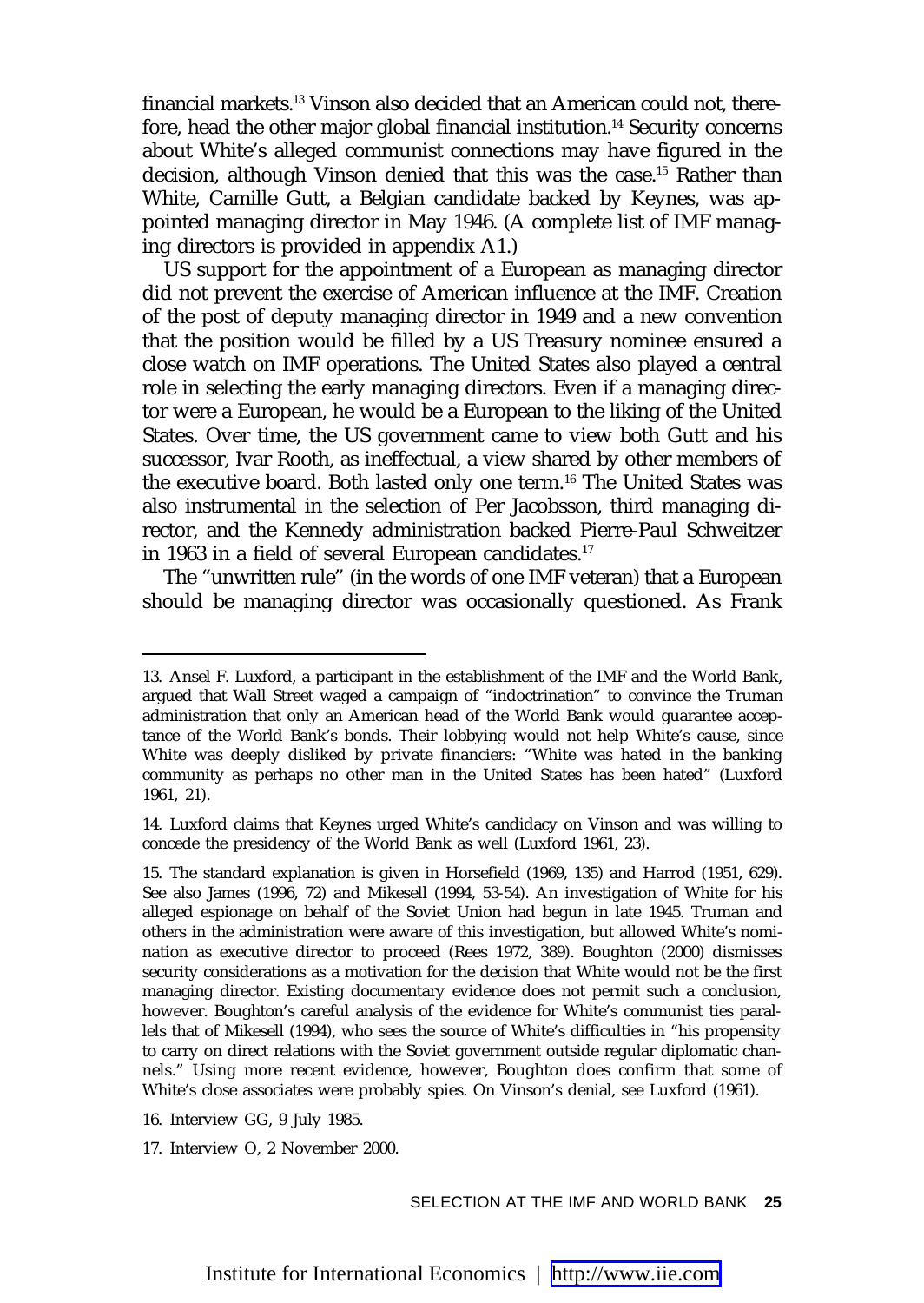financial markets.[13] Vinson also decided that an American could not, therefore, head the other major global financial institution.[14] Security concerns about White's alleged communist connections may have figured in the decision, although Vinson denied that this was the case.[15] Rather than White, Camille Gutt, a Belgian candidate backed by Keynes, was appointed managing director in May 1946. (A complete list of IMF managing directors is provided in appendix A1.)

US support for the appointment of a European as managing director did not prevent the exercise of American influence at the IMF. Creation of the post of deputy managing director in 1949 and a new convention that the position would be filled by a US Treasury nominee ensured a close watch on IMF operations. The United States also played a central role in selecting the early managing directors. Even if a managing director were a European, he would be a European to the liking of the United States. Over time, the US government came to view both Gutt and his successor, Ivar Rooth, as ineffectual, a view shared by other members of the executive board. Both lasted only one term.[16] The United States was also instrumental in the selection of Per Jacobsson, third managing director, and the Kennedy administration backed Pierre-Paul Schweitzer in 1963 in a field of several European candidates.[17]

The "unwritten rule" (in the words of one IMF veteran) that a European should be managing director was occasionally questioned. As Frank

---

13. Ansel F. Luxford, a participant in the establishment of the IMF and the World Bank, argued that Wall Street waged a campaign of "indoctrination" to convince the Truman administration that only an American head of the World Bank would guarantee acceptance of the World Bank's bonds. Their lobbying would not help White's cause, since White was deeply disliked by private financiers: "White was hated in the banking community as perhaps no other man in the United States has been hated" (Luxford 1961, 21).

14. Luxford claims that Keynes urged White's candidacy on Vinson and was willing to concede the presidency of the World Bank as well (Luxford 1961, 23).

15. The standard explanation is given in Horsefield (1969, 135) and Harrod (1951, 629). See also James (1996, 72) and Mikesell (1994, 53-54). An investigation of White for his alleged espionage on behalf of the Soviet Union had begun in late 1945. Truman and others in the administration were aware of this investigation, but allowed White's nomination as executive director to proceed (Rees 1972, 389). Boughton (2000) dismisses security considerations as a motivation for the decision that White would not be the first managing director. Existing documentary evidence does not permit such a conclusion, however. Boughton's careful analysis of the evidence for White's communist ties parallels that of Mikesell (1994), who sees the source of White's difficulties in "his propensity to carry on direct relations with the Soviet government outside regular diplomatic channels." Using more recent evidence, however, Boughton does confirm that some of White's close associates were probably spies. On Vinson's denial, see Luxford (1961).

16. Interview GG, 9 July 1985.

17. Interview O, 2 November 2000.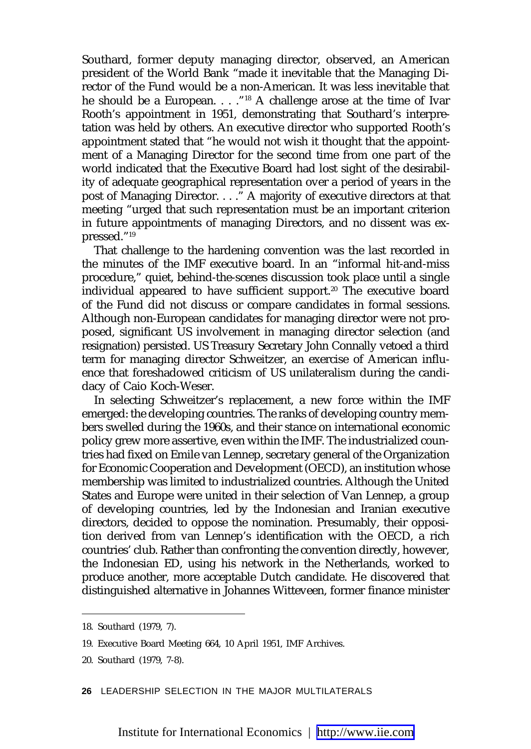Southard, former deputy managing director, observed, an American president of the World Bank "made it inevitable that the Managing Director of the Fund would be a non-American. It was less inevitable that he should be a European. . . ."[18] A challenge arose at the time of Ivar Rooth's appointment in 1951, demonstrating that Southard's interpretation was held by others. An executive director who supported Rooth's appointment stated that "he would not wish it thought that the appointment of a Managing Director for the second time from one part of the world indicated that the Executive Board had lost sight of the desirability of adequate geographical representation over a period of years in the post of Managing Director. . . ." A majority of executive directors at that meeting "urged that such representation must be an important criterion in future appointments of managing Directors, and no dissent was expressed."[19]

That challenge to the hardening convention was the last recorded in the minutes of the IMF executive board. In an "informal hit-and-miss procedure," quiet, behind-the-scenes discussion took place until a single individual appeared to have sufficient support.[20] The executive board of the Fund did not discuss or compare candidates in formal sessions. Although non-European candidates for managing director were not proposed, significant US involvement in managing director selection (and resignation) persisted. US Treasury Secretary John Connally vetoed a third term for managing director Schweitzer, an exercise of American influence that foreshadowed criticism of US unilateralism during the candidacy of Caio Koch-Weser.

In selecting Schweitzer's replacement, a new force within the IMF emerged: the developing countries. The ranks of developing country members swelled during the 1960s, and their stance on international economic policy grew more assertive, even within the IMF. The industrialized countries had fixed on Emile van Lennep, secretary general of the Organization for Economic Cooperation and Development (OECD), an institution whose membership was limited to industrialized countries. Although the United States and Europe were united in their selection of Van Lennep, a group of developing countries, led by the Indonesian and Iranian executive directors, decided to oppose the nomination. Presumably, their opposition derived from van Lennep's identification with the OECD, a rich countries' club. Rather than confronting the convention directly, however, the Indonesian ED, using his network in the Netherlands, worked to produce another, more acceptable Dutch candidate. He discovered that distinguished alternative in Johannes Witteveen, former finance minister

18. Southard (1979, 7).

19. Executive Board Meeting 664, 10 April 1951, IMF Archives.

20. Southard (1979, 7-8).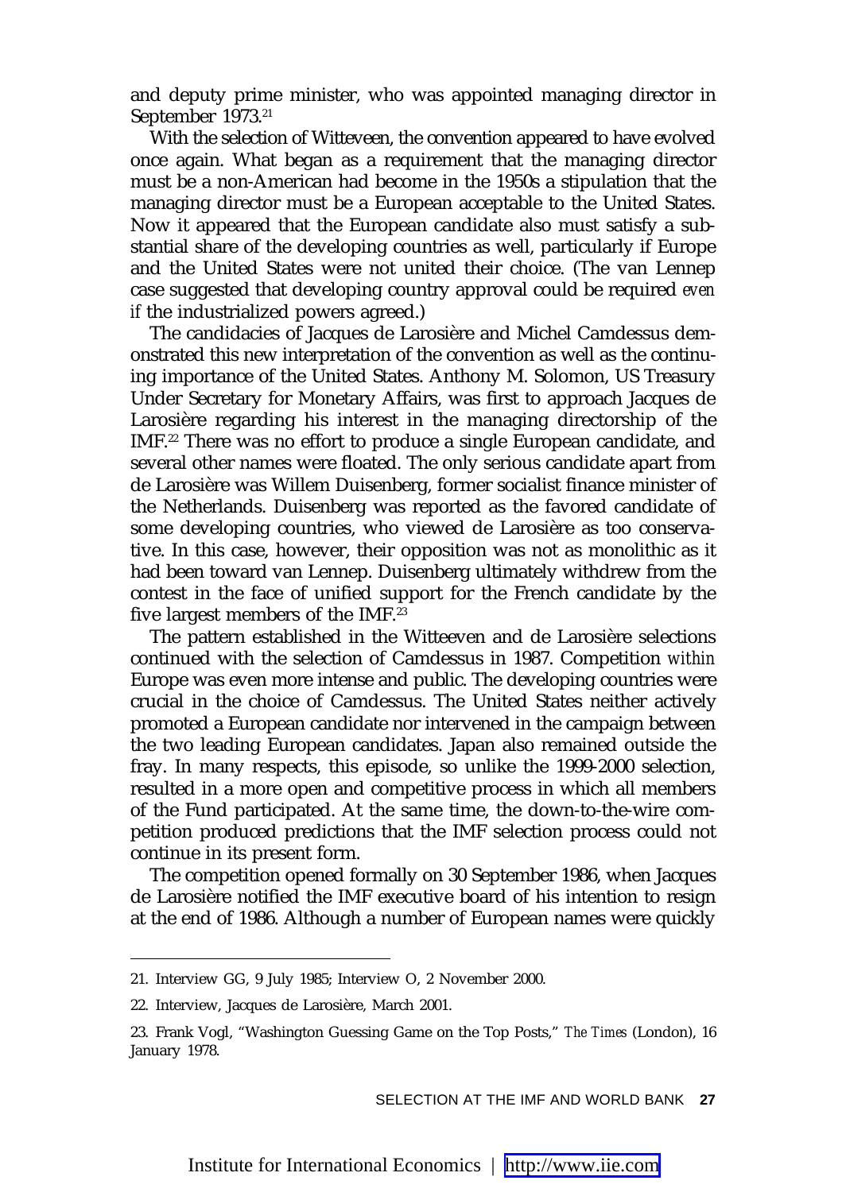and deputy prime minister, who was appointed managing director in September 1973.[21]

With the selection of Witteveen, the convention appeared to have evolved once again. What began as a requirement that the managing director must be a non-American had become in the 1950s a stipulation that the managing director must be a European acceptable to the United States. Now it appeared that the European candidate also must satisfy a substantial share of the developing countries as well, particularly if Europe and the United States were not united their choice. (The van Lennep case suggested that developing country approval could be required *even if* the industrialized powers agreed.)

The candidacies of Jacques de Larosière and Michel Camdessus demonstrated this new interpretation of the convention as well as the continuing importance of the United States. Anthony M. Solomon, US Treasury Under Secretary for Monetary Affairs, was first to approach Jacques de Larosière regarding his interest in the managing directorship of the IMF.[22] There was no effort to produce a single European candidate, and several other names were floated. The only serious candidate apart from de Larosière was Willem Duisenberg, former socialist finance minister of the Netherlands. Duisenberg was reported as the favored candidate of some developing countries, who viewed de Larosière as too conservative. In this case, however, their opposition was not as monolithic as it had been toward van Lennep. Duisenberg ultimately withdrew from the contest in the face of unified support for the French candidate by the five largest members of the IMF.[23]

The pattern established in the Witteeven and de Larosière selections continued with the selection of Camdessus in 1987. Competition *within* Europe was even more intense and public. The developing countries were crucial in the choice of Camdessus. The United States neither actively promoted a European candidate nor intervened in the campaign between the two leading European candidates. Japan also remained outside the fray. In many respects, this episode, so unlike the 1999-2000 selection, resulted in a more open and competitive process in which all members of the Fund participated. At the same time, the down-to-the-wire competition produced predictions that the IMF selection process could not continue in its present form.

The competition opened formally on 30 September 1986, when Jacques de Larosière notified the IMF executive board of his intention to resign at the end of 1986. Although a number of European names were quickly

---

21. Interview GG, 9 July 1985; Interview O, 2 November 2000.

22. Interview, Jacques de Larosière, March 2001.

23. Frank Vogl, "Washington Guessing Game on the Top Posts," *The Times* (London), 16 January 1978.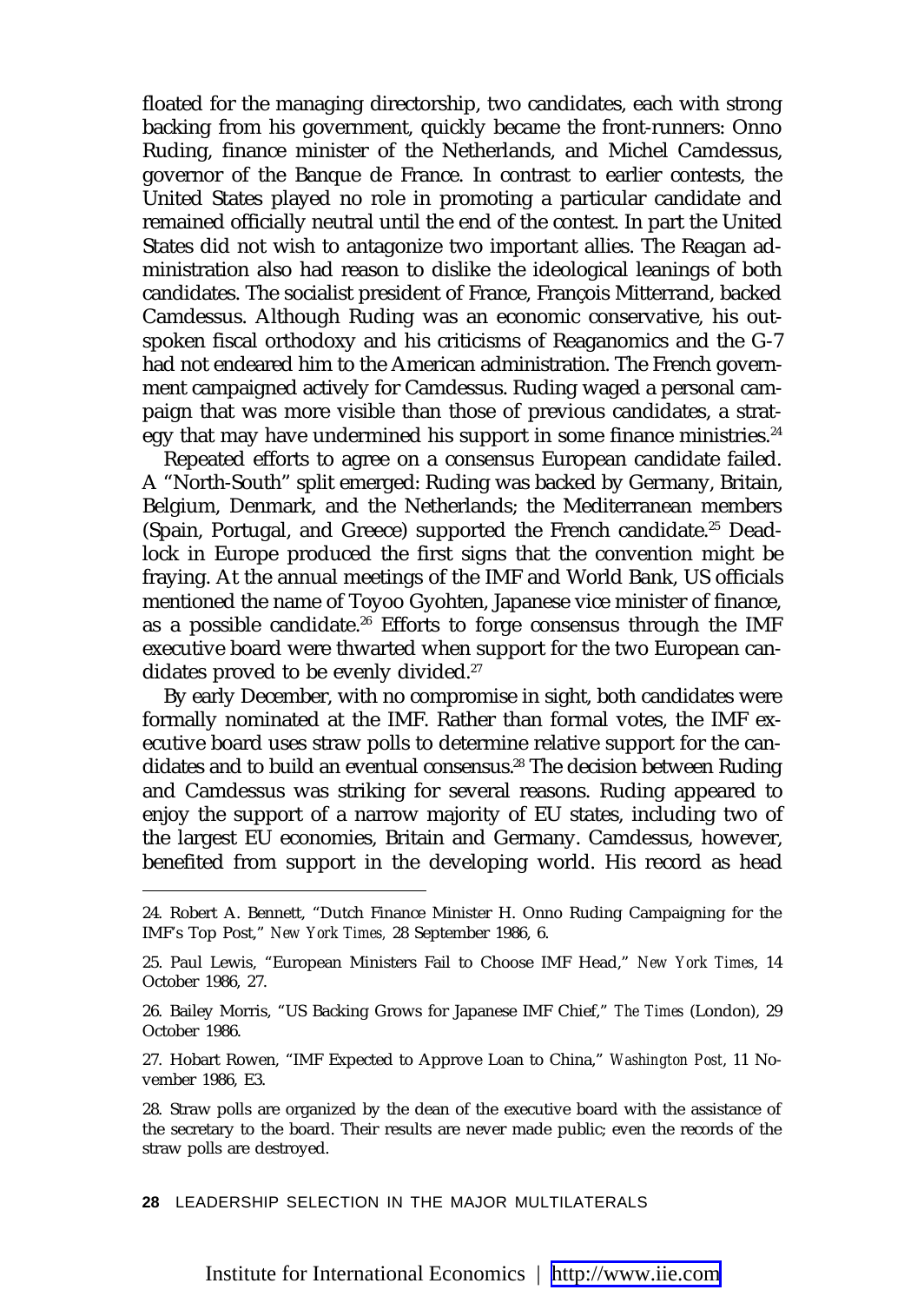floated for the managing directorship, two candidates, each with strong backing from his government, quickly became the front-runners: Onno Ruding, finance minister of the Netherlands, and Michel Camdessus, governor of the Banque de France. In contrast to earlier contests, the United States played no role in promoting a particular candidate and remained officially neutral until the end of the contest. In part the United States did not wish to antagonize two important allies. The Reagan administration also had reason to dislike the ideological leanings of both candidates. The socialist president of France, François Mitterrand, backed Camdessus. Although Ruding was an economic conservative, his outspoken fiscal orthodoxy and his criticisms of Reaganomics and the G-7 had not endeared him to the American administration. The French government campaigned actively for Camdessus. Ruding waged a personal campaign that was more visible than those of previous candidates, a strategy that may have undermined his support in some finance ministries.[24]

Repeated efforts to agree on a consensus European candidate failed. A "North-South" split emerged: Ruding was backed by Germany, Britain, Belgium, Denmark, and the Netherlands; the Mediterranean members (Spain, Portugal, and Greece) supported the French candidate.[25] Deadlock in Europe produced the first signs that the convention might be fraying. At the annual meetings of the IMF and World Bank, US officials mentioned the name of Toyoo Gyohten, Japanese vice minister of finance, as a possible candidate.[26] Efforts to forge consensus through the IMF executive board were thwarted when support for the two European candidates proved to be evenly divided.[27]

By early December, with no compromise in sight, both candidates were formally nominated at the IMF. Rather than formal votes, the IMF executive board uses straw polls to determine relative support for the candidates and to build an eventual consensus.[28] The decision between Ruding and Camdessus was striking for several reasons. Ruding appeared to enjoy the support of a narrow majority of EU states, including two of the largest EU economies, Britain and Germany. Camdessus, however, benefited from support in the developing world. His record as head

---

24. Robert A. Bennett, "Dutch Finance Minister H. Onno Ruding Campaigning for the IMF's Top Post," *New York Times,* 28 September 1986, 6.

25. Paul Lewis, "European Ministers Fail to Choose IMF Head," *New York Times*, 14 October 1986, 27.

26. Bailey Morris, "US Backing Grows for Japanese IMF Chief," *The Times* (London), 29 October 1986.

27. Hobart Rowen, "IMF Expected to Approve Loan to China," *Washington Post*, 11 November 1986, E3.

28. Straw polls are organized by the dean of the executive board with the assistance of the secretary to the board. Their results are never made public; even the records of the straw polls are destroyed.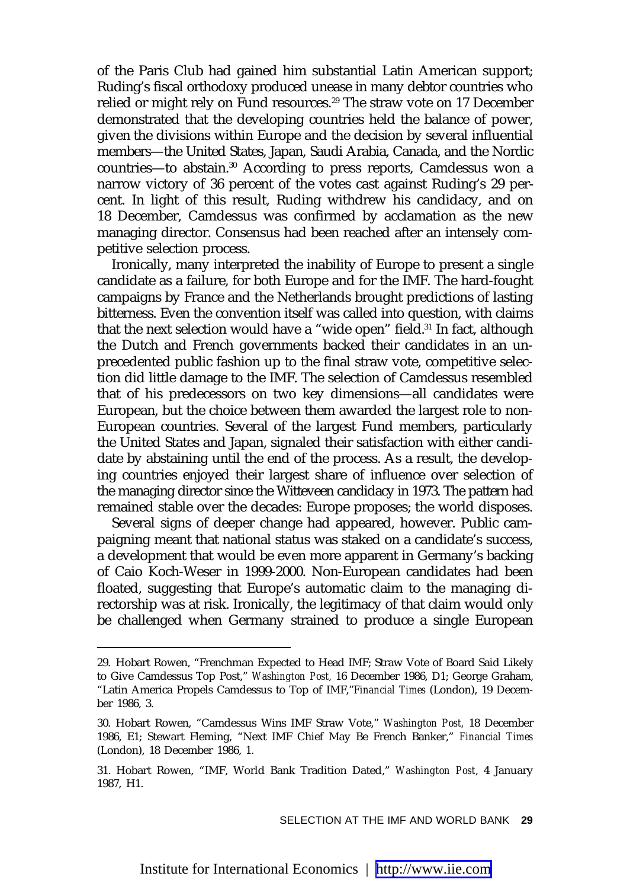of the Paris Club had gained him substantial Latin American support; Ruding's fiscal orthodoxy produced unease in many debtor countries who relied or might rely on Fund resources.[29] The straw vote on 17 December demonstrated that the developing countries held the balance of power, given the divisions within Europe and the decision by several influential members—the United States, Japan, Saudi Arabia, Canada, and the Nordic countries—to abstain.[30] According to press reports, Camdessus won a narrow victory of 36 percent of the votes cast against Ruding's 29 percent. In light of this result, Ruding withdrew his candidacy, and on 18 December, Camdessus was confirmed by acclamation as the new managing director. Consensus had been reached after an intensely competitive selection process.

Ironically, many interpreted the inability of Europe to present a single candidate as a failure, for both Europe and for the IMF. The hard-fought campaigns by France and the Netherlands brought predictions of lasting bitterness. Even the convention itself was called into question, with claims that the next selection would have a "wide open" field.[31] In fact, although the Dutch and French governments backed their candidates in an unprecedented public fashion up to the final straw vote, competitive selection did little damage to the IMF. The selection of Camdessus resembled that of his predecessors on two key dimensions—all candidates were European, but the choice between them awarded the largest role to non-European countries. Several of the largest Fund members, particularly the United States and Japan, signaled their satisfaction with either candidate by abstaining until the end of the process. As a result, the developing countries enjoyed their largest share of influence over selection of the managing director since the Witteveen candidacy in 1973. The pattern had remained stable over the decades: Europe proposes; the world disposes.

Several signs of deeper change had appeared, however. Public campaigning meant that national status was staked on a candidate's success, a development that would be even more apparent in Germany's backing of Caio Koch-Weser in 1999-2000. Non-European candidates had been floated, suggesting that Europe's automatic claim to the managing directorship was at risk. Ironically, the legitimacy of that claim would only be challenged when Germany strained to produce a single European

---

29. Hobart Rowen, "Frenchman Expected to Head IMF; Straw Vote of Board Said Likely to Give Camdessus Top Post," *Washington Post,* 16 December 1986, D1; George Graham, "Latin America Propels Camdessus to Top of IMF,"*Financial Times* (London), 19 December 1986, 3.

30. Hobart Rowen, "Camdessus Wins IMF Straw Vote," *Washington Post,* 18 December 1986, E1; Stewart Fleming, "Next IMF Chief May Be French Banker," *Financial Times* (London), 18 December 1986, 1.

31. Hobart Rowen, "IMF, World Bank Tradition Dated," *Washington Post*, 4 January 1987, H1.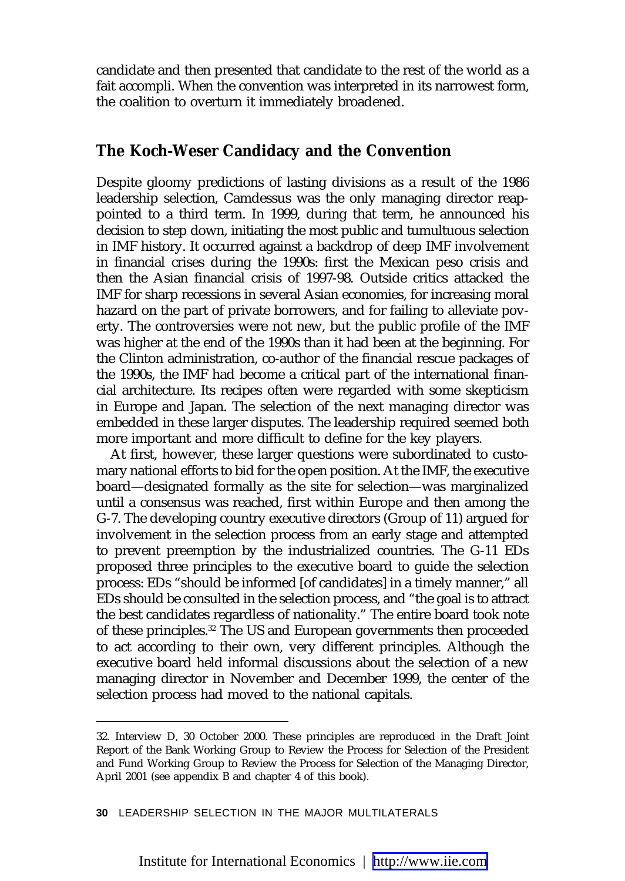candidate and then presented that candidate to the rest of the world as a fait accompli. When the convention was interpreted in its narrowest form, the coalition to overturn it immediately broadened.

## The Koch-Weser Candidacy and the Convention

Despite gloomy predictions of lasting divisions as a result of the 1986 leadership selection, Camdessus was the only managing director reappointed to a third term. In 1999, during that term, he announced his decision to step down, initiating the most public and tumultuous selection in IMF history. It occurred against a backdrop of deep IMF involvement in financial crises during the 1990s: first the Mexican peso crisis and then the Asian financial crisis of 1997-98. Outside critics attacked the IMF for sharp recessions in several Asian economies, for increasing moral hazard on the part of private borrowers, and for failing to alleviate poverty. The controversies were not new, but the public profile of the IMF was higher at the end of the 1990s than it had been at the beginning. For the Clinton administration, co-author of the financial rescue packages of the 1990s, the IMF had become a critical part of the international financial architecture. Its recipes often were regarded with some skepticism in Europe and Japan. The selection of the next managing director was embedded in these larger disputes. The leadership required seemed both more important and more difficult to define for the key players.

At first, however, these larger questions were subordinated to customary national efforts to bid for the open position. At the IMF, the executive board—designated formally as the site for selection—was marginalized until a consensus was reached, first within Europe and then among the G-7. The developing country executive directors (Group of 11) argued for involvement in the selection process from an early stage and attempted to prevent preemption by the industrialized countries. The G-11 EDs proposed three principles to the executive board to guide the selection process: EDs "should be informed [of candidates] in a timely manner," all EDs should be consulted in the selection process, and "the goal is to attract the best candidates regardless of nationality." The entire board took note of these principles.[32] The US and European governments then proceeded to act according to their own, very different principles. Although the executive board held informal discussions about the selection of a new managing director in November and December 1999, the center of the selection process had moved to the national capitals.

---

32. Interview D, 30 October 2000. These principles are reproduced in the Draft Joint Report of the Bank Working Group to Review the Process for Selection of the President and Fund Working Group to Review the Process for Selection of the Managing Director, April 2001 (see appendix B and chapter 4 of this book).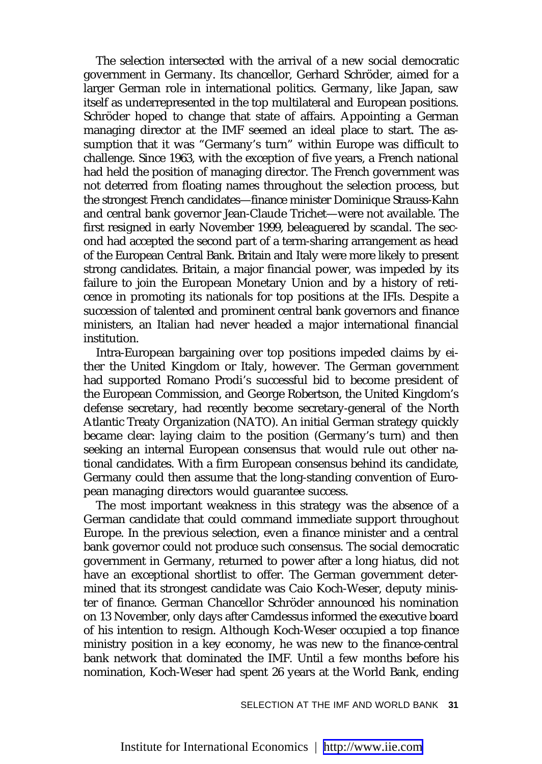The selection intersected with the arrival of a new social democratic government in Germany. Its chancellor, Gerhard Schröder, aimed for a larger German role in international politics. Germany, like Japan, saw itself as underrepresented in the top multilateral and European positions. Schröder hoped to change that state of affairs. Appointing a German managing director at the IMF seemed an ideal place to start. The assumption that it was "Germany's turn" within Europe was difficult to challenge. Since 1963, with the exception of five years, a French national had held the position of managing director. The French government was not deterred from floating names throughout the selection process, but the strongest French candidates—finance minister Dominique Strauss-Kahn and central bank governor Jean-Claude Trichet—were not available. The first resigned in early November 1999, beleaguered by scandal. The second had accepted the second part of a term-sharing arrangement as head of the European Central Bank. Britain and Italy were more likely to present strong candidates. Britain, a major financial power, was impeded by its failure to join the European Monetary Union and by a history of reticence in promoting its nationals for top positions at the IFIs. Despite a succession of talented and prominent central bank governors and finance ministers, an Italian had never headed a major international financial institution.

Intra-European bargaining over top positions impeded claims by either the United Kingdom or Italy, however. The German government had supported Romano Prodi's successful bid to become president of the European Commission, and George Robertson, the United Kingdom's defense secretary, had recently become secretary-general of the North Atlantic Treaty Organization (NATO). An initial German strategy quickly became clear: laying claim to the position (Germany's turn) and then seeking an internal European consensus that would rule out other national candidates. With a firm European consensus behind its candidate, Germany could then assume that the long-standing convention of European managing directors would guarantee success.

The most important weakness in this strategy was the absence of a German candidate that could command immediate support throughout Europe. In the previous selection, even a finance minister and a central bank governor could not produce such consensus. The social democratic government in Germany, returned to power after a long hiatus, did not have an exceptional shortlist to offer. The German government determined that its strongest candidate was Caio Koch-Weser, deputy minister of finance. German Chancellor Schröder announced his nomination on 13 November, only days after Camdessus informed the executive board of his intention to resign. Although Koch-Weser occupied a top finance ministry position in a key economy, he was new to the finance-central bank network that dominated the IMF. Until a few months before his nomination, Koch-Weser had spent 26 years at the World Bank, ending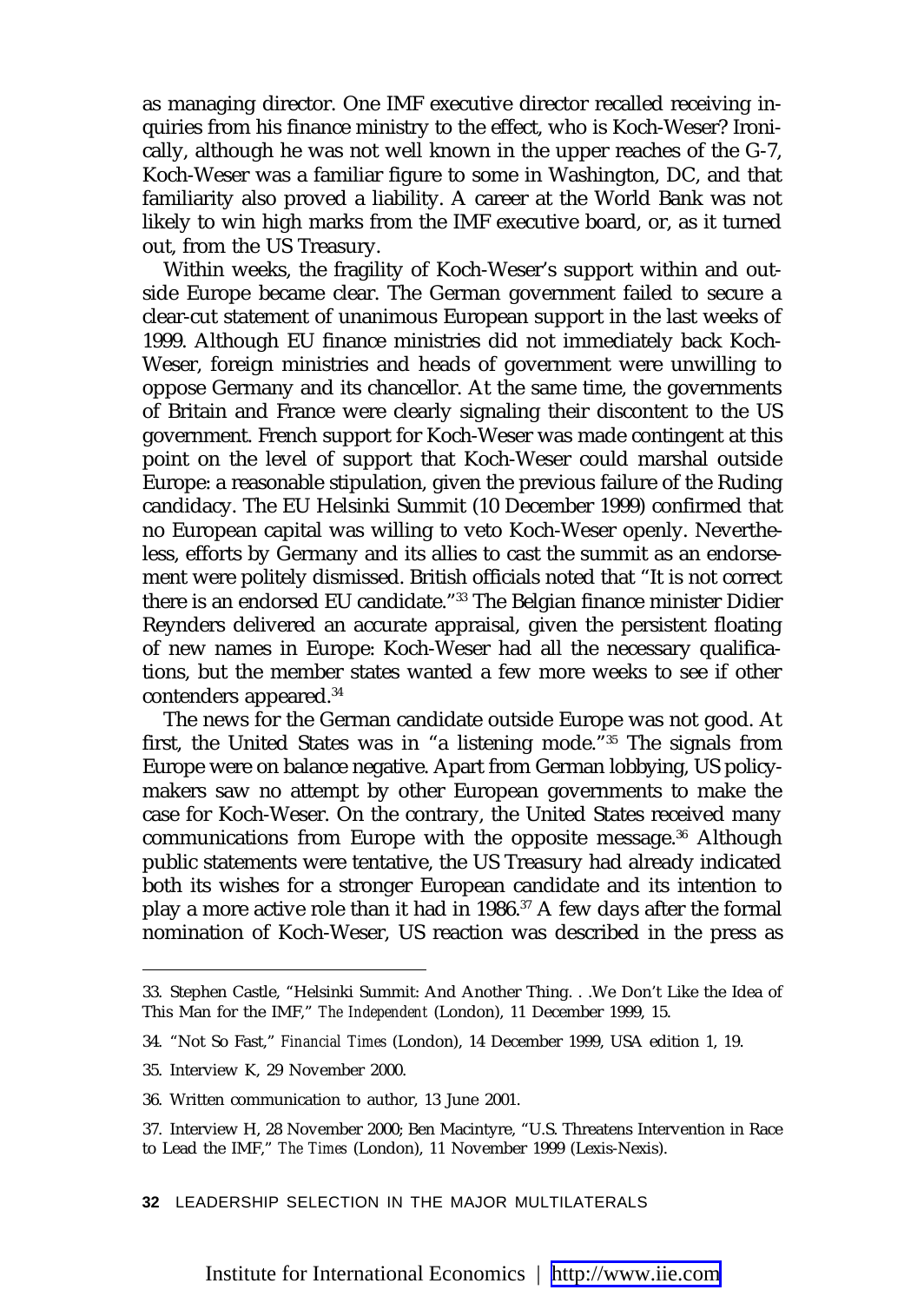as managing director. One IMF executive director recalled receiving inquiries from his finance ministry to the effect, who is Koch-Weser? Ironically, although he was not well known in the upper reaches of the G-7, Koch-Weser was a familiar figure to some in Washington, DC, and that familiarity also proved a liability. A career at the World Bank was not likely to win high marks from the IMF executive board, or, as it turned out, from the US Treasury.

Within weeks, the fragility of Koch-Weser's support within and outside Europe became clear. The German government failed to secure a clear-cut statement of unanimous European support in the last weeks of 1999. Although EU finance ministries did not immediately back Koch-Weser, foreign ministries and heads of government were unwilling to oppose Germany and its chancellor. At the same time, the governments of Britain and France were clearly signaling their discontent to the US government. French support for Koch-Weser was made contingent at this point on the level of support that Koch-Weser could marshal outside Europe: a reasonable stipulation, given the previous failure of the Ruding candidacy. The EU Helsinki Summit (10 December 1999) confirmed that no European capital was willing to veto Koch-Weser openly. Nevertheless, efforts by Germany and its allies to cast the summit as an endorsement were politely dismissed. British officials noted that "It is not correct there is an endorsed EU candidate."[33] The Belgian finance minister Didier Reynders delivered an accurate appraisal, given the persistent floating of new names in Europe: Koch-Weser had all the necessary qualifications, but the member states wanted a few more weeks to see if other contenders appeared.[34]

The news for the German candidate outside Europe was not good. At first, the United States was in "a listening mode."[35] The signals from Europe were on balance negative. Apart from German lobbying, US policymakers saw no attempt by other European governments to make the case for Koch-Weser. On the contrary, the United States received many communications from Europe with the opposite message.[36] Although public statements were tentative, the US Treasury had already indicated both its wishes for a stronger European candidate and its intention to play a more active role than it had in 1986.[37] A few days after the formal nomination of Koch-Weser, US reaction was described in the press as

---

33. Stephen Castle, "Helsinki Summit: And Another Thing. . .We Don't Like the Idea of This Man for the IMF," *The Independent* (London), 11 December 1999, 15.

34. "Not So Fast," *Financial Times* (London), 14 December 1999, USA edition 1, 19.

35. Interview K, 29 November 2000.

36. Written communication to author, 13 June 2001.

37. Interview H, 28 November 2000; Ben Macintyre, "U.S. Threatens Intervention in Race to Lead the IMF," *The Times* (London), 11 November 1999 (Lexis-Nexis).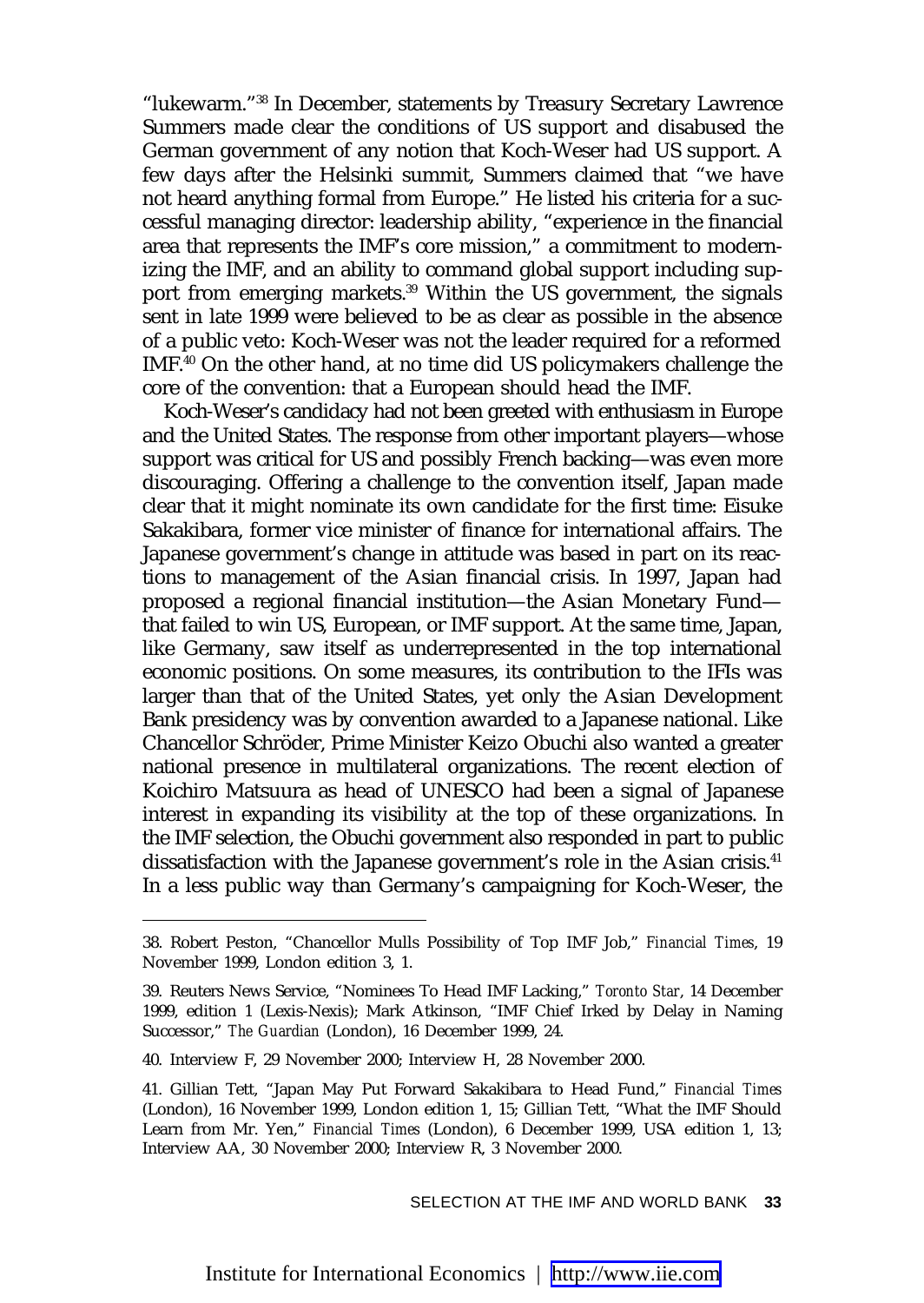"lukewarm."[38] In December, statements by Treasury Secretary Lawrence Summers made clear the conditions of US support and disabused the German government of any notion that Koch-Weser had US support. A few days after the Helsinki summit, Summers claimed that "we have not heard anything formal from Europe." He listed his criteria for a successful managing director: leadership ability, "experience in the financial area that represents the IMF's core mission," a commitment to modernizing the IMF, and an ability to command global support including support from emerging markets.[39] Within the US government, the signals sent in late 1999 were believed to be as clear as possible in the absence of a public veto: Koch-Weser was not the leader required for a reformed IMF.[40] On the other hand, at no time did US policymakers challenge the core of the convention: that a European should head the IMF.

Koch-Weser's candidacy had not been greeted with enthusiasm in Europe and the United States. The response from other important players—whose support was critical for US and possibly French backing—was even more discouraging. Offering a challenge to the convention itself, Japan made clear that it might nominate its own candidate for the first time: Eisuke Sakakibara, former vice minister of finance for international affairs. The Japanese government's change in attitude was based in part on its reactions to management of the Asian financial crisis. In 1997, Japan had proposed a regional financial institution—the Asian Monetary Fund—that failed to win US, European, or IMF support. At the same time, Japan, like Germany, saw itself as underrepresented in the top international economic positions. On some measures, its contribution to the IFIs was larger than that of the United States, yet only the Asian Development Bank presidency was by convention awarded to a Japanese national. Like Chancellor Schröder, Prime Minister Keizo Obuchi also wanted a greater national presence in multilateral organizations. The recent election of Koichiro Matsuura as head of UNESCO had been a signal of Japanese interest in expanding its visibility at the top of these organizations. In the IMF selection, the Obuchi government also responded in part to public dissatisfaction with the Japanese government's role in the Asian crisis.[41] In a less public way than Germany's campaigning for Koch-Weser, the

---

38. Robert Peston, "Chancellor Mulls Possibility of Top IMF Job," *Financial Times*, 19 November 1999, London edition 3, 1.

39. Reuters News Service, "Nominees To Head IMF Lacking," *Toronto Star*, 14 December 1999, edition 1 (Lexis-Nexis); Mark Atkinson, "IMF Chief Irked by Delay in Naming Successor," *The Guardian* (London), 16 December 1999, 24.

40. Interview F, 29 November 2000; Interview H, 28 November 2000.

41. Gillian Tett, "Japan May Put Forward Sakakibara to Head Fund," *Financial Times* (London), 16 November 1999, London edition 1, 15; Gillian Tett, "What the IMF Should Learn from Mr. Yen," *Financial Times* (London), 6 December 1999, USA edition 1, 13; Interview AA, 30 November 2000; Interview R, 3 November 2000.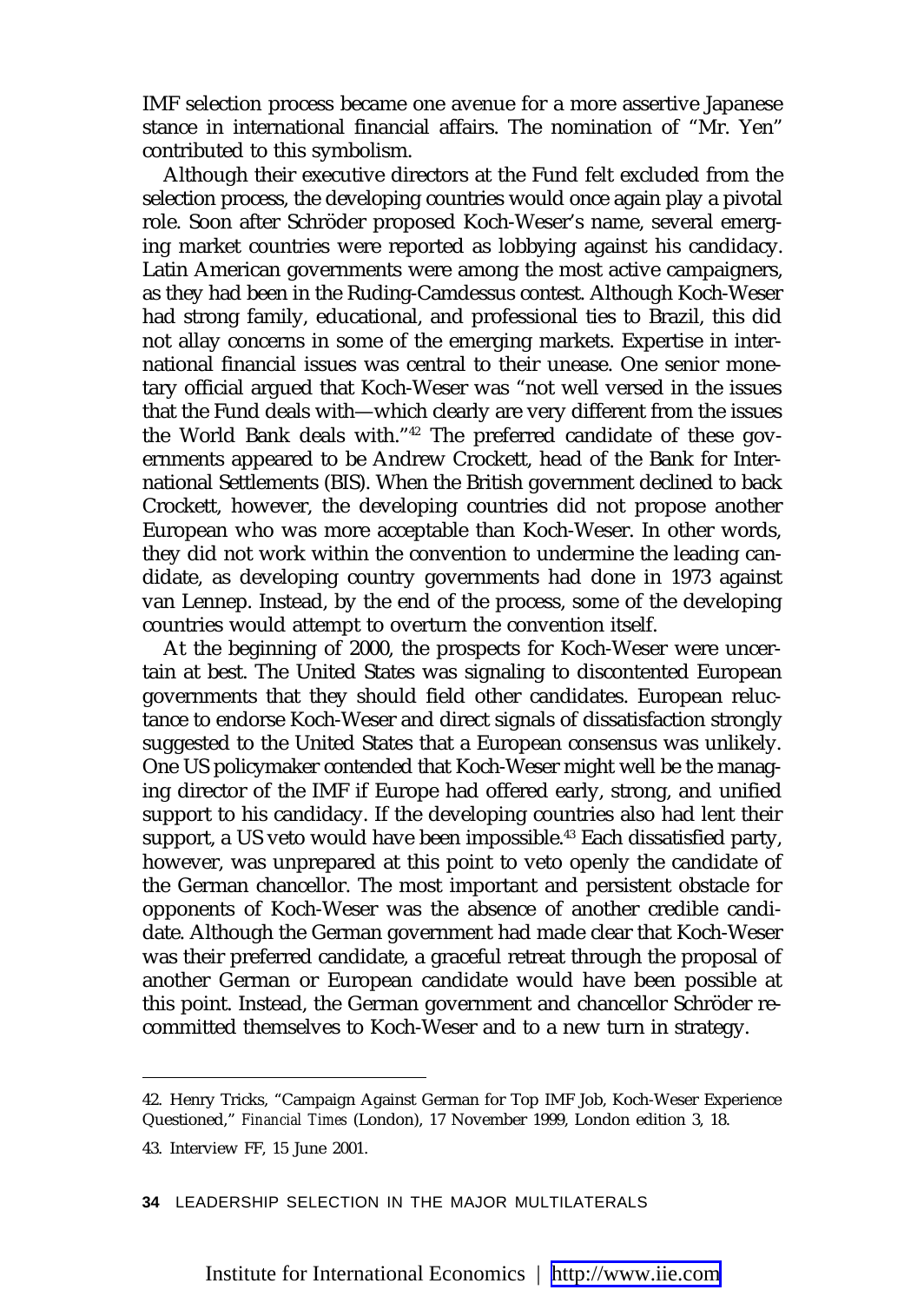IMF selection process became one avenue for a more assertive Japanese stance in international financial affairs. The nomination of "Mr. Yen" contributed to this symbolism.

Although their executive directors at the Fund felt excluded from the selection process, the developing countries would once again play a pivotal role. Soon after Schröder proposed Koch-Weser's name, several emerging market countries were reported as lobbying against his candidacy. Latin American governments were among the most active campaigners, as they had been in the Ruding-Camdessus contest. Although Koch-Weser had strong family, educational, and professional ties to Brazil, this did not allay concerns in some of the emerging markets. Expertise in international financial issues was central to their unease. One senior monetary official argued that Koch-Weser was "not well versed in the issues that the Fund deals with—which clearly are very different from the issues the World Bank deals with."[42] The preferred candidate of these governments appeared to be Andrew Crockett, head of the Bank for International Settlements (BIS). When the British government declined to back Crockett, however, the developing countries did not propose another European who was more acceptable than Koch-Weser. In other words, they did not work within the convention to undermine the leading candidate, as developing country governments had done in 1973 against van Lennep. Instead, by the end of the process, some of the developing countries would attempt to overturn the convention itself.

At the beginning of 2000, the prospects for Koch-Weser were uncertain at best. The United States was signaling to discontented European governments that they should field other candidates. European reluctance to endorse Koch-Weser and direct signals of dissatisfaction strongly suggested to the United States that a European consensus was unlikely. One US policymaker contended that Koch-Weser might well be the managing director of the IMF if Europe had offered early, strong, and unified support to his candidacy. If the developing countries also had lent their support, a US veto would have been impossible.[43] Each dissatisfied party, however, was unprepared at this point to veto openly the candidate of the German chancellor. The most important and persistent obstacle for opponents of Koch-Weser was the absence of another credible candidate. Although the German government had made clear that Koch-Weser was their preferred candidate, a graceful retreat through the proposal of another German or European candidate would have been possible at this point. Instead, the German government and chancellor Schröder recommitted themselves to Koch-Weser and to a new turn in strategy.

42. Henry Tricks, "Campaign Against German for Top IMF Job, Koch-Weser Experience Questioned," *Financial Times* (London), 17 November 1999, London edition 3, 18.

43. Interview FF, 15 June 2001.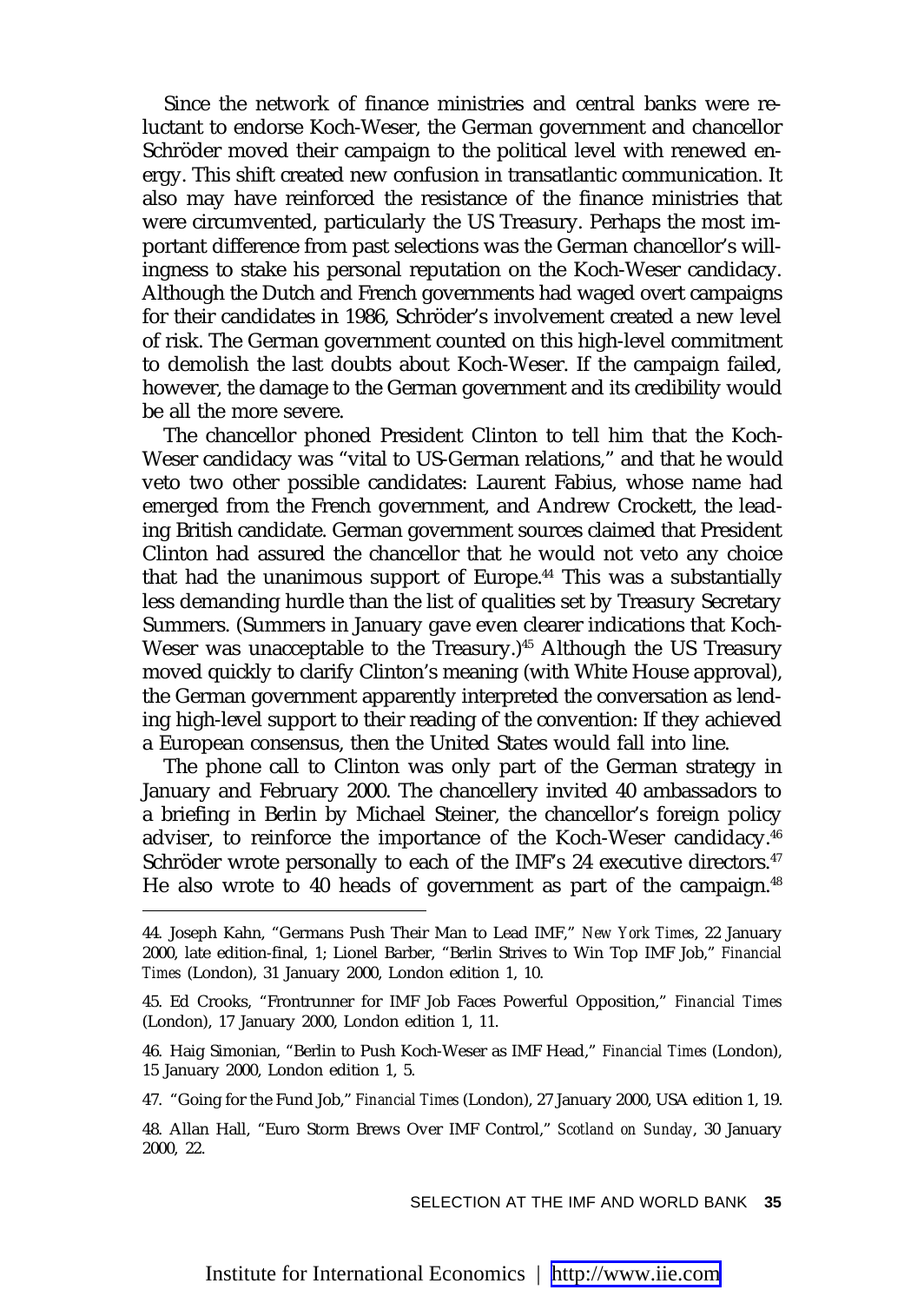Since the network of finance ministries and central banks were reluctant to endorse Koch-Weser, the German government and chancellor Schröder moved their campaign to the political level with renewed energy. This shift created new confusion in transatlantic communication. It also may have reinforced the resistance of the finance ministries that were circumvented, particularly the US Treasury. Perhaps the most important difference from past selections was the German chancellor's willingness to stake his personal reputation on the Koch-Weser candidacy. Although the Dutch and French governments had waged overt campaigns for their candidates in 1986, Schröder's involvement created a new level of risk. The German government counted on this high-level commitment to demolish the last doubts about Koch-Weser. If the campaign failed, however, the damage to the German government and its credibility would be all the more severe.

The chancellor phoned President Clinton to tell him that the Koch-Weser candidacy was "vital to US-German relations," and that he would veto two other possible candidates: Laurent Fabius, whose name had emerged from the French government, and Andrew Crockett, the leading British candidate. German government sources claimed that President Clinton had assured the chancellor that he would not veto any choice that had the unanimous support of Europe.[44] This was a substantially less demanding hurdle than the list of qualities set by Treasury Secretary Summers. (Summers in January gave even clearer indications that Koch-Weser was unacceptable to the Treasury.)[45] Although the US Treasury moved quickly to clarify Clinton's meaning (with White House approval), the German government apparently interpreted the conversation as lending high-level support to their reading of the convention: If they achieved a European consensus, then the United States would fall into line.

The phone call to Clinton was only part of the German strategy in January and February 2000. The chancellery invited 40 ambassadors to a briefing in Berlin by Michael Steiner, the chancellor's foreign policy adviser, to reinforce the importance of the Koch-Weser candidacy.[46] Schröder wrote personally to each of the IMF's 24 executive directors.[47] He also wrote to 40 heads of government as part of the campaign.[48]

---

44. Joseph Kahn, "Germans Push Their Man to Lead IMF," *New York Times*, 22 January 2000, late edition-final, 1; Lionel Barber, "Berlin Strives to Win Top IMF Job," *Financial Times* (London), 31 January 2000, London edition 1, 10.

45. Ed Crooks, "Frontrunner for IMF Job Faces Powerful Opposition," *Financial Times* (London), 17 January 2000, London edition 1, 11.

46. Haig Simonian, "Berlin to Push Koch-Weser as IMF Head," *Financial Times* (London), 15 January 2000, London edition 1, 5.

47. "Going for the Fund Job," *Financial Times* (London), 27 January 2000, USA edition 1, 19.

48. Allan Hall, "Euro Storm Brews Over IMF Control," *Scotland on Sunday*, 30 January 2000, 22.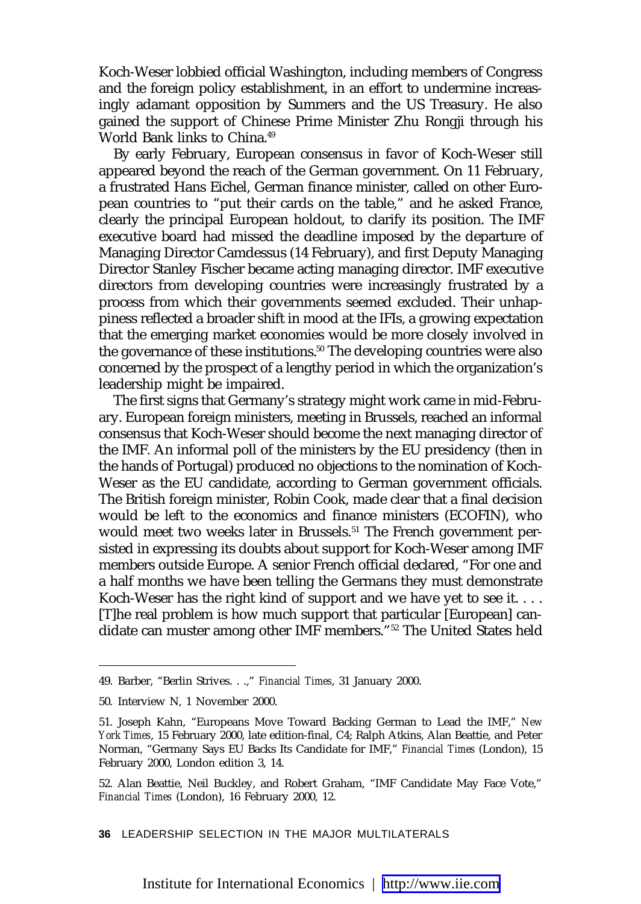Koch-Weser lobbied official Washington, including members of Congress and the foreign policy establishment, in an effort to undermine increasingly adamant opposition by Summers and the US Treasury. He also gained the support of Chinese Prime Minister Zhu Rongji through his World Bank links to China.[49]

By early February, European consensus in favor of Koch-Weser still appeared beyond the reach of the German government. On 11 February, a frustrated Hans Eichel, German finance minister, called on other European countries to "put their cards on the table," and he asked France, clearly the principal European holdout, to clarify its position. The IMF executive board had missed the deadline imposed by the departure of Managing Director Camdessus (14 February), and first Deputy Managing Director Stanley Fischer became acting managing director. IMF executive directors from developing countries were increasingly frustrated by a process from which their governments seemed excluded. Their unhappiness reflected a broader shift in mood at the IFIs, a growing expectation that the emerging market economies would be more closely involved in the governance of these institutions.[50] The developing countries were also concerned by the prospect of a lengthy period in which the organization's leadership might be impaired.

The first signs that Germany's strategy might work came in mid-February. European foreign ministers, meeting in Brussels, reached an informal consensus that Koch-Weser should become the next managing director of the IMF. An informal poll of the ministers by the EU presidency (then in the hands of Portugal) produced no objections to the nomination of Koch-Weser as the EU candidate, according to German government officials. The British foreign minister, Robin Cook, made clear that a final decision would be left to the economics and finance ministers (ECOFIN), who would meet two weeks later in Brussels.[51] The French government persisted in expressing its doubts about support for Koch-Weser among IMF members outside Europe. A senior French official declared, "For one and a half months we have been telling the Germans they must demonstrate Koch-Weser has the right kind of support and we have yet to see it. . . . [T]he real problem is how much support that particular [European] candidate can muster among other IMF members."[52] The United States held

---

49. Barber, "Berlin Strives. . .," *Financial Times*, 31 January 2000.

50. Interview N, 1 November 2000.

51. Joseph Kahn, "Europeans Move Toward Backing German to Lead the IMF," *New York Times*, 15 February 2000, late edition-final, C4; Ralph Atkins, Alan Beattie, and Peter Norman, "Germany Says EU Backs Its Candidate for IMF," *Financial Times* (London), 15 February 2000, London edition 3, 14.

52. Alan Beattie, Neil Buckley, and Robert Graham, "IMF Candidate May Face Vote," *Financial Times* (London), 16 February 2000, 12.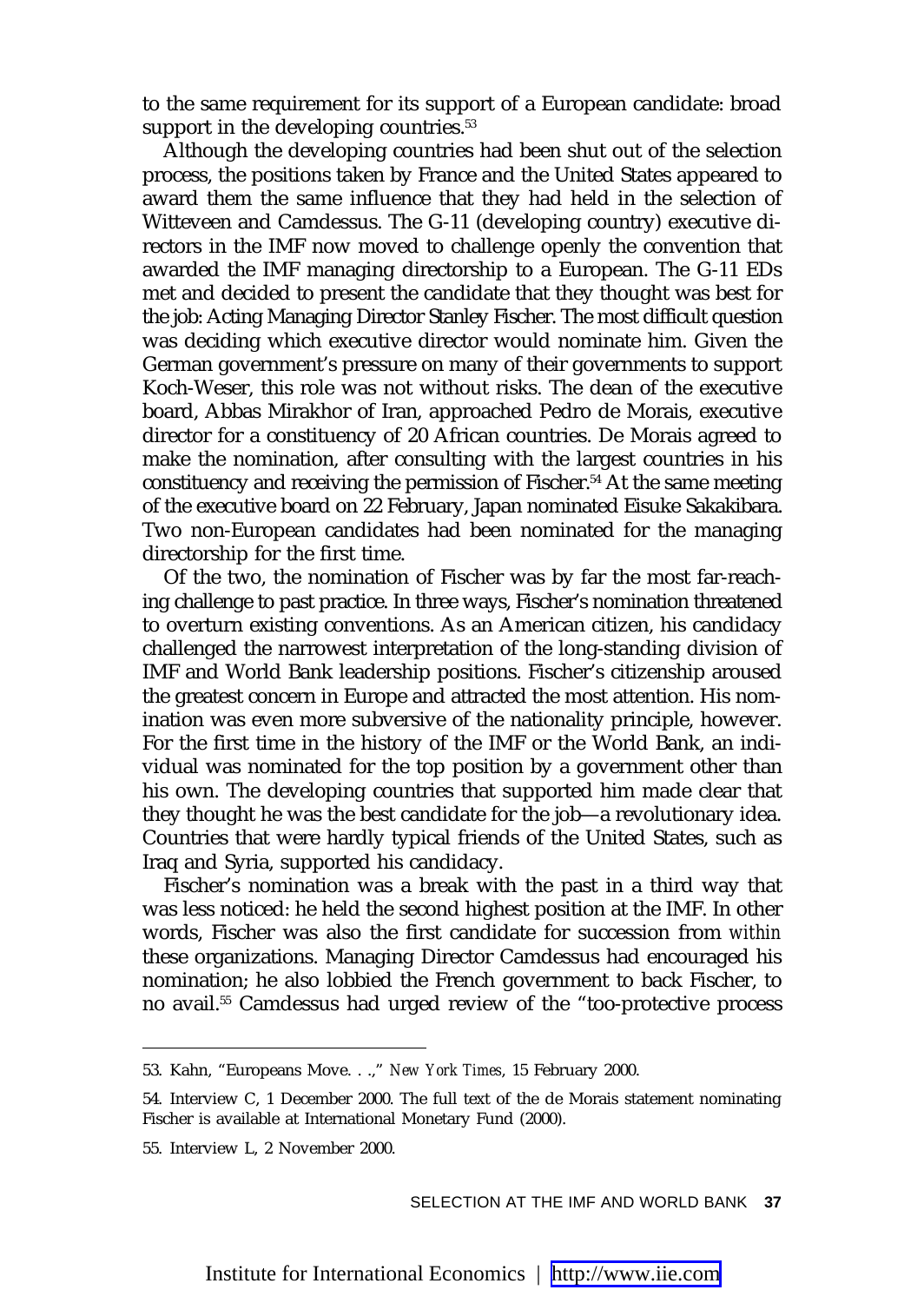to the same requirement for its support of a European candidate: broad support in the developing countries.[53]

Although the developing countries had been shut out of the selection process, the positions taken by France and the United States appeared to award them the same influence that they had held in the selection of Witteveen and Camdessus. The G-11 (developing country) executive directors in the IMF now moved to challenge openly the convention that awarded the IMF managing directorship to a European. The G-11 EDs met and decided to present the candidate that they thought was best for the job: Acting Managing Director Stanley Fischer. The most difficult question was deciding which executive director would nominate him. Given the German government's pressure on many of their governments to support Koch-Weser, this role was not without risks. The dean of the executive board, Abbas Mirakhor of Iran, approached Pedro de Morais, executive director for a constituency of 20 African countries. De Morais agreed to make the nomination, after consulting with the largest countries in his constituency and receiving the permission of Fischer.[54] At the same meeting of the executive board on 22 February, Japan nominated Eisuke Sakakibara. Two non-European candidates had been nominated for the managing directorship for the first time.

Of the two, the nomination of Fischer was by far the most far-reaching challenge to past practice. In three ways, Fischer's nomination threatened to overturn existing conventions. As an American citizen, his candidacy challenged the narrowest interpretation of the long-standing division of IMF and World Bank leadership positions. Fischer's citizenship aroused the greatest concern in Europe and attracted the most attention. His nomination was even more subversive of the nationality principle, however. For the first time in the history of the IMF or the World Bank, an individual was nominated for the top position by a government other than his own. The developing countries that supported him made clear that they thought he was the best candidate for the job—a revolutionary idea. Countries that were hardly typical friends of the United States, such as Iraq and Syria, supported his candidacy.

Fischer's nomination was a break with the past in a third way that was less noticed: he held the second highest position at the IMF. In other words, Fischer was also the first candidate for succession from *within* these organizations. Managing Director Camdessus had encouraged his nomination; he also lobbied the French government to back Fischer, to no avail.[55] Camdessus had urged review of the "too-protective process

---

53. Kahn, "Europeans Move. . .," *New York Times*, 15 February 2000.

54. Interview C, 1 December 2000. The full text of the de Morais statement nominating Fischer is available at International Monetary Fund (2000).

55. Interview L, 2 November 2000.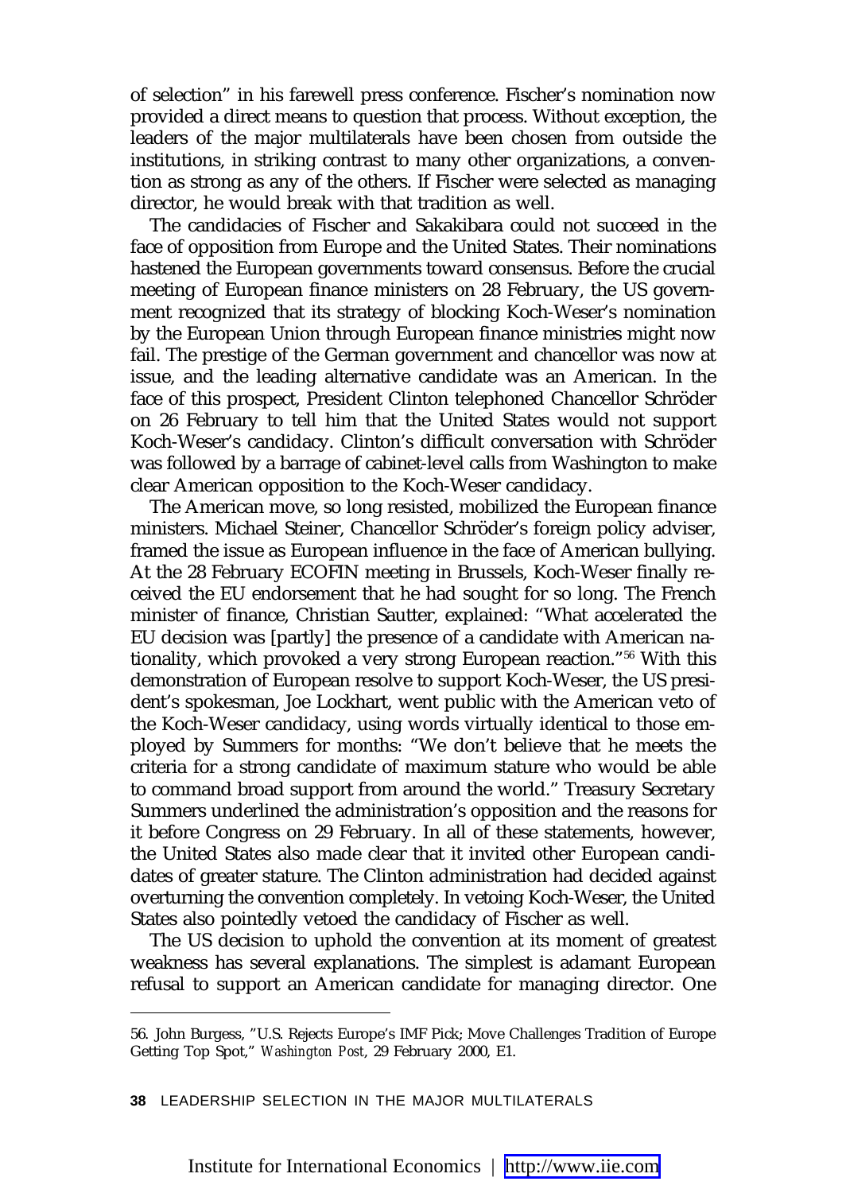of selection" in his farewell press conference. Fischer's nomination now provided a direct means to question that process. Without exception, the leaders of the major multilaterals have been chosen from outside the institutions, in striking contrast to many other organizations, a convention as strong as any of the others. If Fischer were selected as managing director, he would break with that tradition as well.

The candidacies of Fischer and Sakakibara could not succeed in the face of opposition from Europe and the United States. Their nominations hastened the European governments toward consensus. Before the crucial meeting of European finance ministers on 28 February, the US government recognized that its strategy of blocking Koch-Weser's nomination by the European Union through European finance ministries might now fail. The prestige of the German government and chancellor was now at issue, and the leading alternative candidate was an American. In the face of this prospect, President Clinton telephoned Chancellor Schröder on 26 February to tell him that the United States would not support Koch-Weser's candidacy. Clinton's difficult conversation with Schröder was followed by a barrage of cabinet-level calls from Washington to make clear American opposition to the Koch-Weser candidacy.

The American move, so long resisted, mobilized the European finance ministers. Michael Steiner, Chancellor Schröder's foreign policy adviser, framed the issue as European influence in the face of American bullying. At the 28 February ECOFIN meeting in Brussels, Koch-Weser finally received the EU endorsement that he had sought for so long. The French minister of finance, Christian Sautter, explained: "What accelerated the EU decision was [partly] the presence of a candidate with American nationality, which provoked a very strong European reaction."[56] With this demonstration of European resolve to support Koch-Weser, the US president's spokesman, Joe Lockhart, went public with the American veto of the Koch-Weser candidacy, using words virtually identical to those employed by Summers for months: "We don't believe that he meets the criteria for a strong candidate of maximum stature who would be able to command broad support from around the world." Treasury Secretary Summers underlined the administration's opposition and the reasons for it before Congress on 29 February. In all of these statements, however, the United States also made clear that it invited other European candidates of greater stature. The Clinton administration had decided against overturning the convention completely. In vetoing Koch-Weser, the United States also pointedly vetoed the candidacy of Fischer as well.

The US decision to uphold the convention at its moment of greatest weakness has several explanations. The simplest is adamant European refusal to support an American candidate for managing director. One

---

56. John Burgess, "U.S. Rejects Europe's IMF Pick; Move Challenges Tradition of Europe Getting Top Spot," *Washington Post*, 29 February 2000, E1.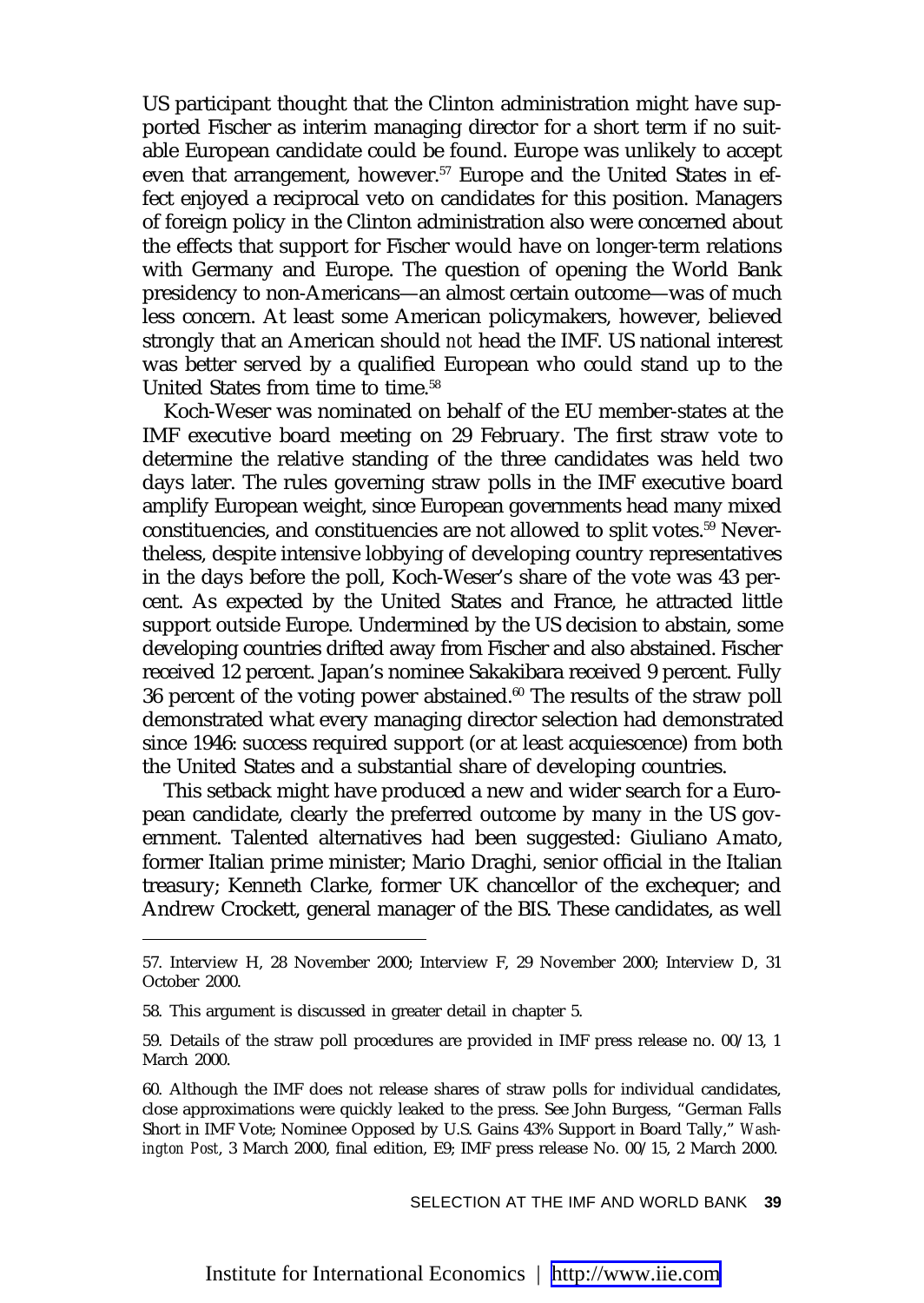US participant thought that the Clinton administration might have supported Fischer as interim managing director for a short term if no suitable European candidate could be found. Europe was unlikely to accept even that arrangement, however.[57] Europe and the United States in effect enjoyed a reciprocal veto on candidates for this position. Managers of foreign policy in the Clinton administration also were concerned about the effects that support for Fischer would have on longer-term relations with Germany and Europe. The question of opening the World Bank presidency to non-Americans—an almost certain outcome—was of much less concern. At least some American policymakers, however, believed strongly that an American should *not* head the IMF. US national interest was better served by a qualified European who could stand up to the United States from time to time.[58]

Koch-Weser was nominated on behalf of the EU member-states at the IMF executive board meeting on 29 February. The first straw vote to determine the relative standing of the three candidates was held two days later. The rules governing straw polls in the IMF executive board amplify European weight, since European governments head many mixed constituencies, and constituencies are not allowed to split votes.[59] Nevertheless, despite intensive lobbying of developing country representatives in the days before the poll, Koch-Weser's share of the vote was 43 percent. As expected by the United States and France, he attracted little support outside Europe. Undermined by the US decision to abstain, some developing countries drifted away from Fischer and also abstained. Fischer received 12 percent. Japan's nominee Sakakibara received 9 percent. Fully 36 percent of the voting power abstained.[60] The results of the straw poll demonstrated what every managing director selection had demonstrated since 1946: success required support (or at least acquiescence) from both the United States and a substantial share of developing countries.

This setback might have produced a new and wider search for a European candidate, clearly the preferred outcome by many in the US government. Talented alternatives had been suggested: Giuliano Amato, former Italian prime minister; Mario Draghi, senior official in the Italian treasury; Kenneth Clarke, former UK chancellor of the exchequer; and Andrew Crockett, general manager of the BIS. These candidates, as well

---

57. Interview H, 28 November 2000; Interview F, 29 November 2000; Interview D, 31 October 2000.

58. This argument is discussed in greater detail in chapter 5.

59. Details of the straw poll procedures are provided in IMF press release no. 00/13, 1 March 2000.

60. Although the IMF does not release shares of straw polls for individual candidates, close approximations were quickly leaked to the press. See John Burgess, "German Falls Short in IMF Vote; Nominee Opposed by U.S. Gains 43% Support in Board Tally," *Washington Post*, 3 March 2000, final edition, E9; IMF press release No. 00/15, 2 March 2000.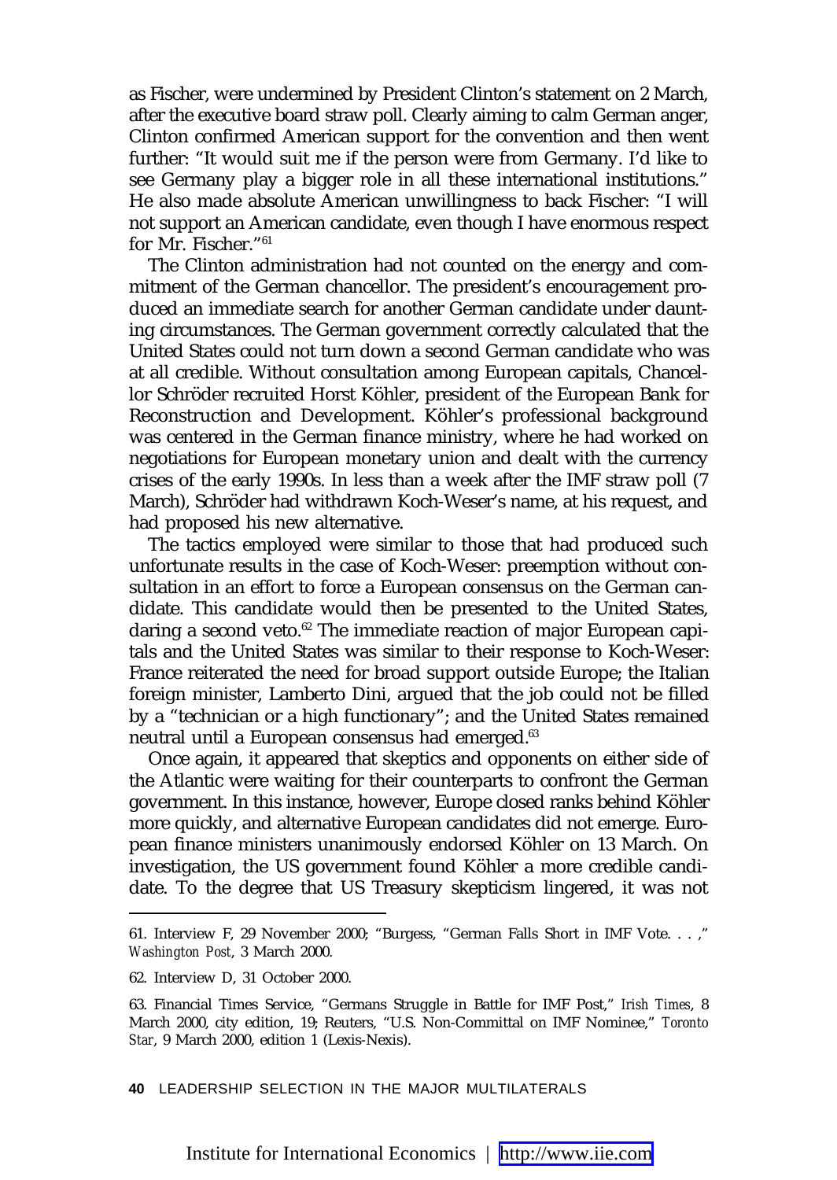as Fischer, were undermined by President Clinton's statement on 2 March, after the executive board straw poll. Clearly aiming to calm German anger, Clinton confirmed American support for the convention and then went further: "It would suit me if the person were from Germany. I'd like to see Germany play a bigger role in all these international institutions." He also made absolute American unwillingness to back Fischer: "I will not support an American candidate, even though I have enormous respect for Mr. Fischer."[61]

The Clinton administration had not counted on the energy and commitment of the German chancellor. The president's encouragement produced an immediate search for another German candidate under daunting circumstances. The German government correctly calculated that the United States could not turn down a second German candidate who was at all credible. Without consultation among European capitals, Chancellor Schröder recruited Horst Köhler, president of the European Bank for Reconstruction and Development. Köhler's professional background was centered in the German finance ministry, where he had worked on negotiations for European monetary union and dealt with the currency crises of the early 1990s. In less than a week after the IMF straw poll (7 March), Schröder had withdrawn Koch-Weser's name, at his request, and had proposed his new alternative.

The tactics employed were similar to those that had produced such unfortunate results in the case of Koch-Weser: preemption without consultation in an effort to force a European consensus on the German candidate. This candidate would then be presented to the United States, daring a second veto.[62] The immediate reaction of major European capitals and the United States was similar to their response to Koch-Weser: France reiterated the need for broad support outside Europe; the Italian foreign minister, Lamberto Dini, argued that the job could not be filled by a "technician or a high functionary"; and the United States remained neutral until a European consensus had emerged.[63]

Once again, it appeared that skeptics and opponents on either side of the Atlantic were waiting for their counterparts to confront the German government. In this instance, however, Europe closed ranks behind Köhler more quickly, and alternative European candidates did not emerge. European finance ministers unanimously endorsed Köhler on 13 March. On investigation, the US government found Köhler a more credible candidate. To the degree that US Treasury skepticism lingered, it was not

---

61. Interview F, 29 November 2000; "Burgess, "German Falls Short in IMF Vote. . . ," *Washington Post*, 3 March 2000.

62. Interview D, 31 October 2000.

63. Financial Times Service, "Germans Struggle in Battle for IMF Post," *Irish Times*, 8 March 2000, city edition, 19; Reuters, "U.S. Non-Committal on IMF Nominee," *Toronto Star*, 9 March 2000, edition 1 (Lexis-Nexis).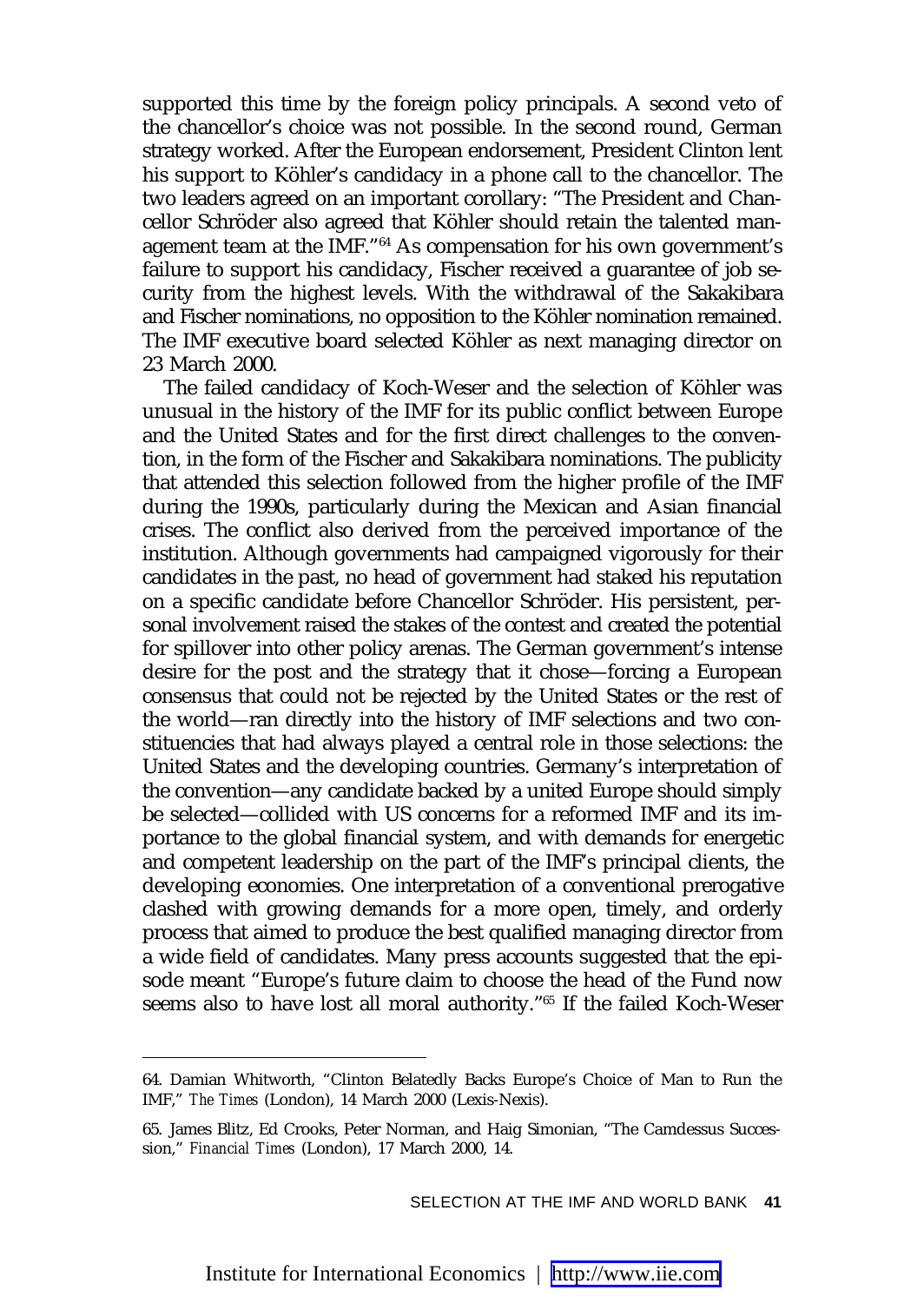supported this time by the foreign policy principals. A second veto of the chancellor's choice was not possible. In the second round, German strategy worked. After the European endorsement, President Clinton lent his support to Köhler's candidacy in a phone call to the chancellor. The two leaders agreed on an important corollary: "The President and Chancellor Schröder also agreed that Köhler should retain the talented management team at the IMF."[64] As compensation for his own government's failure to support his candidacy, Fischer received a guarantee of job security from the highest levels. With the withdrawal of the Sakakibara and Fischer nominations, no opposition to the Köhler nomination remained. The IMF executive board selected Köhler as next managing director on 23 March 2000.

The failed candidacy of Koch-Weser and the selection of Köhler was unusual in the history of the IMF for its public conflict between Europe and the United States and for the first direct challenges to the convention, in the form of the Fischer and Sakakibara nominations. The publicity that attended this selection followed from the higher profile of the IMF during the 1990s, particularly during the Mexican and Asian financial crises. The conflict also derived from the perceived importance of the institution. Although governments had campaigned vigorously for their candidates in the past, no head of government had staked his reputation on a specific candidate before Chancellor Schröder. His persistent, personal involvement raised the stakes of the contest and created the potential for spillover into other policy arenas. The German government's intense desire for the post and the strategy that it chose—forcing a European consensus that could not be rejected by the United States or the rest of the world—ran directly into the history of IMF selections and two constituencies that had always played a central role in those selections: the United States and the developing countries. Germany's interpretation of the convention—any candidate backed by a united Europe should simply be selected—collided with US concerns for a reformed IMF and its importance to the global financial system, and with demands for energetic and competent leadership on the part of the IMF's principal clients, the developing economies. One interpretation of a conventional prerogative clashed with growing demands for a more open, timely, and orderly process that aimed to produce the best qualified managing director from a wide field of candidates. Many press accounts suggested that the episode meant "Europe's future claim to choose the head of the Fund now seems also to have lost all moral authority."[65] If the failed Koch-Weser

---

64. Damian Whitworth, "Clinton Belatedly Backs Europe's Choice of Man to Run the IMF," *The Times* (London), 14 March 2000 (Lexis-Nexis).

65. James Blitz, Ed Crooks, Peter Norman, and Haig Simonian, "The Camdessus Succession," *Financial Times* (London), 17 March 2000, 14.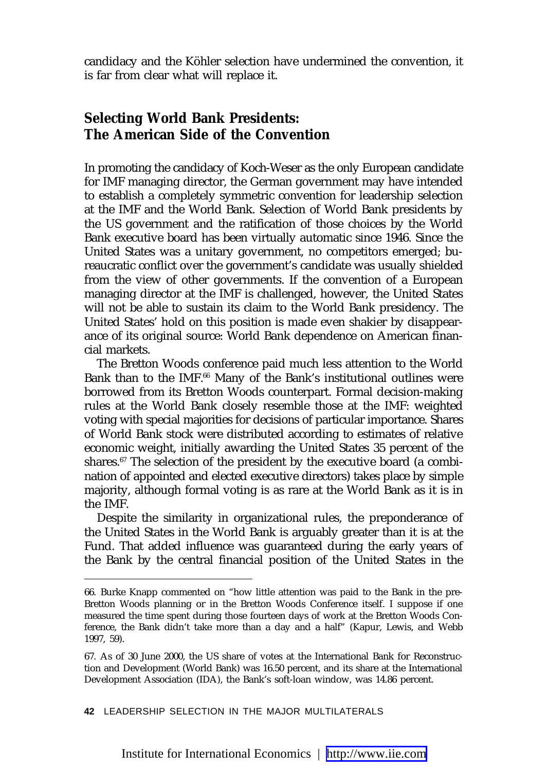candidacy and the Köhler selection have undermined the convention, it is far from clear what will replace it.

## Selecting World Bank Presidents: The American Side of the Convention

In promoting the candidacy of Koch-Weser as the only European candidate for IMF managing director, the German government may have intended to establish a completely symmetric convention for leadership selection at the IMF and the World Bank. Selection of World Bank presidents by the US government and the ratification of those choices by the World Bank executive board has been virtually automatic since 1946. Since the United States was a unitary government, no competitors emerged; bureaucratic conflict over the government's candidate was usually shielded from the view of other governments. If the convention of a European managing director at the IMF is challenged, however, the United States will not be able to sustain its claim to the World Bank presidency. The United States' hold on this position is made even shakier by disappearance of its original source: World Bank dependence on American financial markets.

The Bretton Woods conference paid much less attention to the World Bank than to the IMF.[66] Many of the Bank's institutional outlines were borrowed from its Bretton Woods counterpart. Formal decision-making rules at the World Bank closely resemble those at the IMF: weighted voting with special majorities for decisions of particular importance. Shares of World Bank stock were distributed according to estimates of relative economic weight, initially awarding the United States 35 percent of the shares.[67] The selection of the president by the executive board (a combination of appointed and elected executive directors) takes place by simple majority, although formal voting is as rare at the World Bank as it is in the IMF.

Despite the similarity in organizational rules, the preponderance of the United States in the World Bank is arguably greater than it is at the Fund. That added influence was guaranteed during the early years of the Bank by the central financial position of the United States in the

---

66. Burke Knapp commented on "how little attention was paid to the Bank in the pre-Bretton Woods planning or in the Bretton Woods Conference itself. I suppose if one measured the time spent during those fourteen days of work at the Bretton Woods Conference, the Bank didn't take more than a day and a half" (Kapur, Lewis, and Webb 1997, 59).

67. As of 30 June 2000, the US share of votes at the International Bank for Reconstruction and Development (World Bank) was 16.50 percent, and its share at the International Development Association (IDA), the Bank's soft-loan window, was 14.86 percent.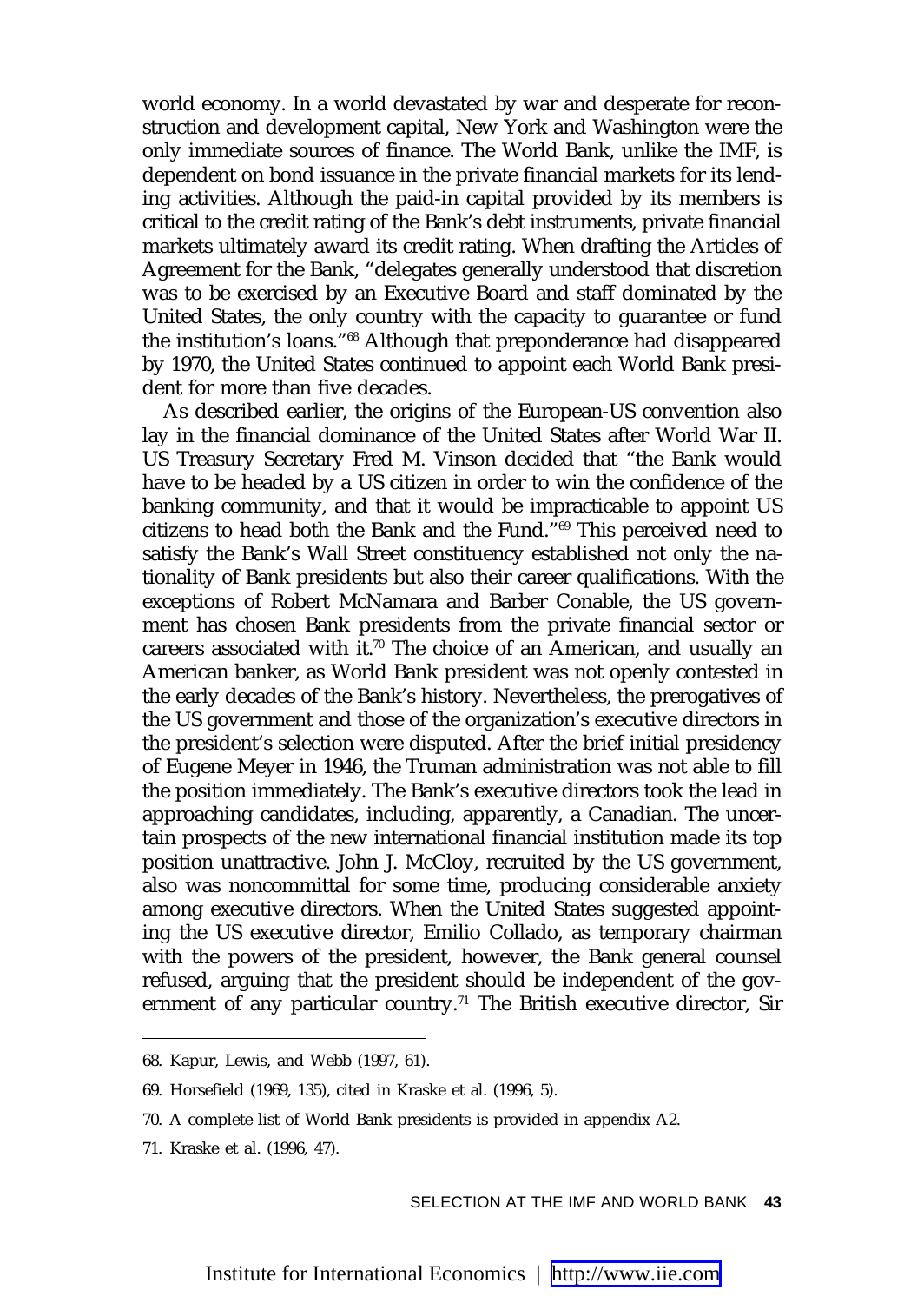world economy. In a world devastated by war and desperate for reconstruction and development capital, New York and Washington were the only immediate sources of finance. The World Bank, unlike the IMF, is dependent on bond issuance in the private financial markets for its lending activities. Although the paid-in capital provided by its members is critical to the credit rating of the Bank's debt instruments, private financial markets ultimately award its credit rating. When drafting the Articles of Agreement for the Bank, "delegates generally understood that discretion was to be exercised by an Executive Board and staff dominated by the United States, the only country with the capacity to guarantee or fund the institution's loans."[68] Although that preponderance had disappeared by 1970, the United States continued to appoint each World Bank president for more than five decades.

As described earlier, the origins of the European-US convention also lay in the financial dominance of the United States after World War II. US Treasury Secretary Fred M. Vinson decided that "the Bank would have to be headed by a US citizen in order to win the confidence of the banking community, and that it would be impracticable to appoint US citizens to head both the Bank and the Fund."[69] This perceived need to satisfy the Bank's Wall Street constituency established not only the nationality of Bank presidents but also their career qualifications. With the exceptions of Robert McNamara and Barber Conable, the US government has chosen Bank presidents from the private financial sector or careers associated with it.[70] The choice of an American, and usually an American banker, as World Bank president was not openly contested in the early decades of the Bank's history. Nevertheless, the prerogatives of the US government and those of the organization's executive directors in the president's selection were disputed. After the brief initial presidency of Eugene Meyer in 1946, the Truman administration was not able to fill the position immediately. The Bank's executive directors took the lead in approaching candidates, including, apparently, a Canadian. The uncertain prospects of the new international financial institution made its top position unattractive. John J. McCloy, recruited by the US government, also was noncommittal for some time, producing considerable anxiety among executive directors. When the United States suggested appointing the US executive director, Emilio Collado, as temporary chairman with the powers of the president, however, the Bank general counsel refused, arguing that the president should be independent of the government of any particular country.[71] The British executive director, Sir

---

68. Kapur, Lewis, and Webb (1997, 61).

69. Horsefield (1969, 135), cited in Kraske et al. (1996, 5).

70. A complete list of World Bank presidents is provided in appendix A2.

71. Kraske et al. (1996, 47).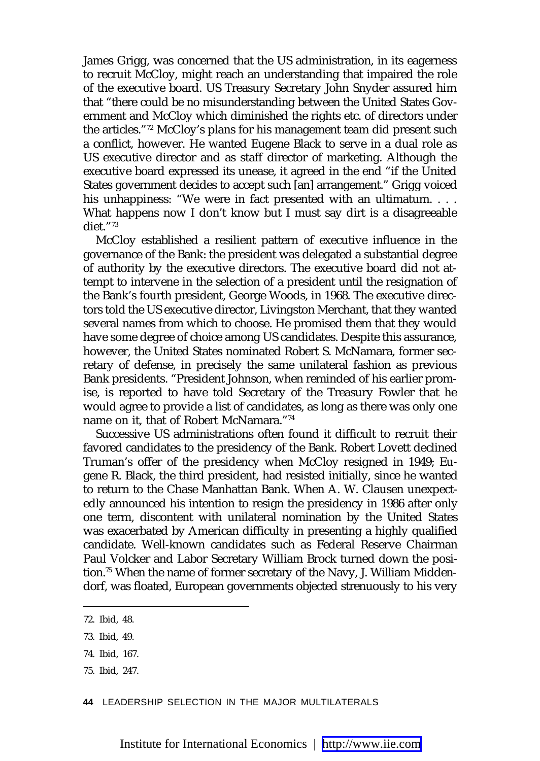James Grigg, was concerned that the US administration, in its eagerness to recruit McCloy, might reach an understanding that impaired the role of the executive board. US Treasury Secretary John Snyder assured him that "there could be no misunderstanding between the United States Government and McCloy which diminished the rights etc. of directors under the articles."[72] McCloy's plans for his management team did present such a conflict, however. He wanted Eugene Black to serve in a dual role as US executive director and as staff director of marketing. Although the executive board expressed its unease, it agreed in the end "if the United States government decides to accept such [an] arrangement." Grigg voiced his unhappiness: "We were in fact presented with an ultimatum. . . . What happens now I don't know but I must say dirt is a disagreeable diet."[73]

McCloy established a resilient pattern of executive influence in the governance of the Bank: the president was delegated a substantial degree of authority by the executive directors. The executive board did not attempt to intervene in the selection of a president until the resignation of the Bank's fourth president, George Woods, in 1968. The executive directors told the US executive director, Livingston Merchant, that they wanted several names from which to choose. He promised them that they would have some degree of choice among US candidates. Despite this assurance, however, the United States nominated Robert S. McNamara, former secretary of defense, in precisely the same unilateral fashion as previous Bank presidents. "President Johnson, when reminded of his earlier promise, is reported to have told Secretary of the Treasury Fowler that he would agree to provide a list of candidates, as long as there was only one name on it, that of Robert McNamara."[74]

Successive US administrations often found it difficult to recruit their favored candidates to the presidency of the Bank. Robert Lovett declined Truman's offer of the presidency when McCloy resigned in 1949; Eugene R. Black, the third president, had resisted initially, since he wanted to return to the Chase Manhattan Bank. When A. W. Clausen unexpectedly announced his intention to resign the presidency in 1986 after only one term, discontent with unilateral nomination by the United States was exacerbated by American difficulty in presenting a highly qualified candidate. Well-known candidates such as Federal Reserve Chairman Paul Volcker and Labor Secretary William Brock turned down the position.[75] When the name of former secretary of the Navy, J. William Middendorf, was floated, European governments objected strenuously to his very

72. Ibid, 48.

73. Ibid, 49.

74. Ibid, 167.

75. Ibid, 247.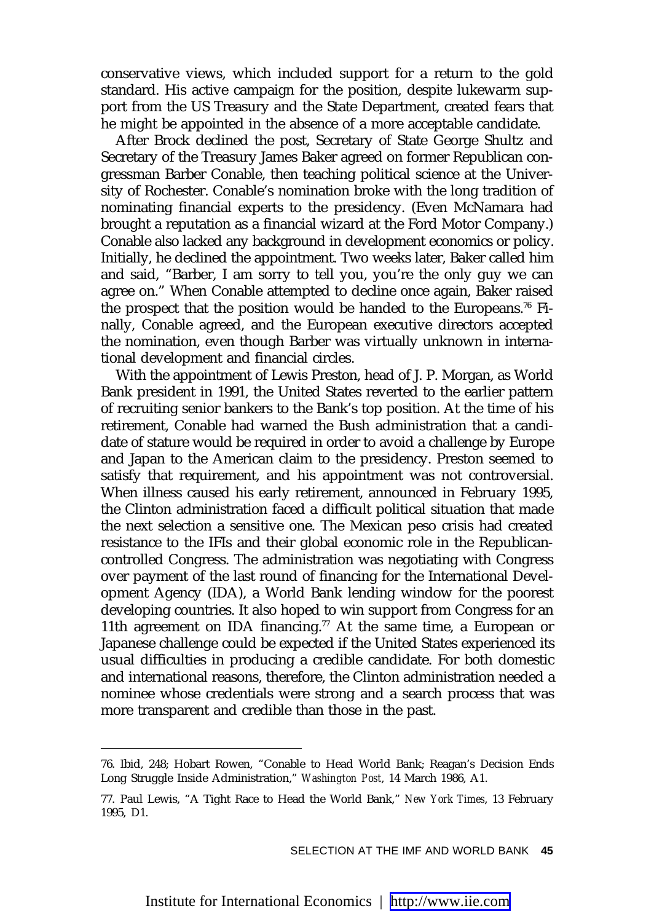conservative views, which included support for a return to the gold standard. His active campaign for the position, despite lukewarm support from the US Treasury and the State Department, created fears that he might be appointed in the absence of a more acceptable candidate.

After Brock declined the post, Secretary of State George Shultz and Secretary of the Treasury James Baker agreed on former Republican congressman Barber Conable, then teaching political science at the University of Rochester. Conable's nomination broke with the long tradition of nominating financial experts to the presidency. (Even McNamara had brought a reputation as a financial wizard at the Ford Motor Company.) Conable also lacked any background in development economics or policy. Initially, he declined the appointment. Two weeks later, Baker called him and said, "Barber, I am sorry to tell you, you're the only guy we can agree on." When Conable attempted to decline once again, Baker raised the prospect that the position would be handed to the Europeans.[76] Finally, Conable agreed, and the European executive directors accepted the nomination, even though Barber was virtually unknown in international development and financial circles.

With the appointment of Lewis Preston, head of J. P. Morgan, as World Bank president in 1991, the United States reverted to the earlier pattern of recruiting senior bankers to the Bank's top position. At the time of his retirement, Conable had warned the Bush administration that a candidate of stature would be required in order to avoid a challenge by Europe and Japan to the American claim to the presidency. Preston seemed to satisfy that requirement, and his appointment was not controversial. When illness caused his early retirement, announced in February 1995, the Clinton administration faced a difficult political situation that made the next selection a sensitive one. The Mexican peso crisis had created resistance to the IFIs and their global economic role in the Republican-controlled Congress. The administration was negotiating with Congress over payment of the last round of financing for the International Development Agency (IDA), a World Bank lending window for the poorest developing countries. It also hoped to win support from Congress for an 11th agreement on IDA financing.[77] At the same time, a European or Japanese challenge could be expected if the United States experienced its usual difficulties in producing a credible candidate. For both domestic and international reasons, therefore, the Clinton administration needed a nominee whose credentials were strong and a search process that was more transparent and credible than those in the past.

---

76. Ibid, 248; Hobart Rowen, "Conable to Head World Bank; Reagan's Decision Ends Long Struggle Inside Administration," *Washington Post*, 14 March 1986, A1.

77. Paul Lewis, "A Tight Race to Head the World Bank," *New York Times*, 13 February 1995, D1.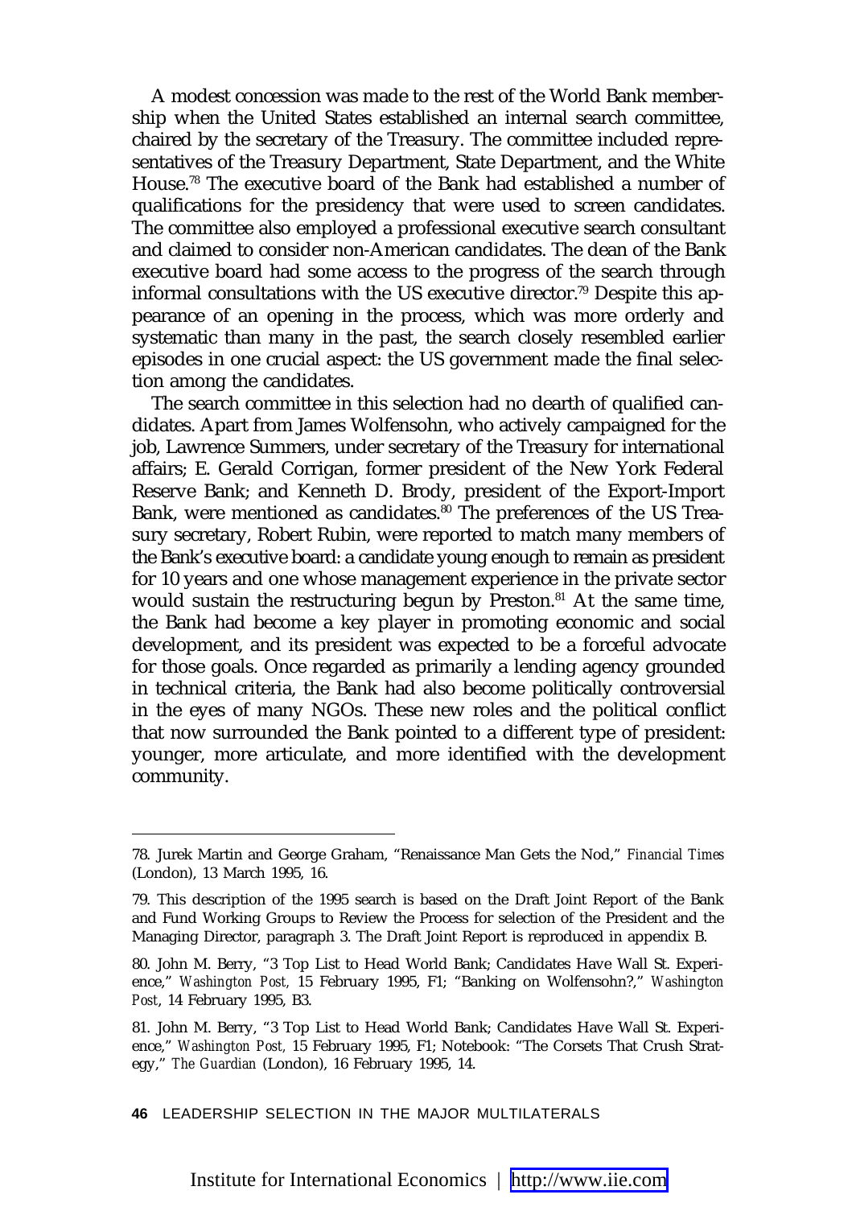A modest concession was made to the rest of the World Bank membership when the United States established an internal search committee, chaired by the secretary of the Treasury. The committee included representatives of the Treasury Department, State Department, and the White House.[78] The executive board of the Bank had established a number of qualifications for the presidency that were used to screen candidates. The committee also employed a professional executive search consultant and claimed to consider non-American candidates. The dean of the Bank executive board had some access to the progress of the search through informal consultations with the US executive director.[79] Despite this appearance of an opening in the process, which was more orderly and systematic than many in the past, the search closely resembled earlier episodes in one crucial aspect: the US government made the final selection among the candidates.

The search committee in this selection had no dearth of qualified candidates. Apart from James Wolfensohn, who actively campaigned for the job, Lawrence Summers, under secretary of the Treasury for international affairs; E. Gerald Corrigan, former president of the New York Federal Reserve Bank; and Kenneth D. Brody, president of the Export-Import Bank, were mentioned as candidates.[80] The preferences of the US Treasury secretary, Robert Rubin, were reported to match many members of the Bank's executive board: a candidate young enough to remain as president for 10 years and one whose management experience in the private sector would sustain the restructuring begun by Preston.[81] At the same time, the Bank had become a key player in promoting economic and social development, and its president was expected to be a forceful advocate for those goals. Once regarded as primarily a lending agency grounded in technical criteria, the Bank had also become politically controversial in the eyes of many NGOs. These new roles and the political conflict that now surrounded the Bank pointed to a different type of president: younger, more articulate, and more identified with the development community.

---

78. Jurek Martin and George Graham, "Renaissance Man Gets the Nod," *Financial Times* (London), 13 March 1995, 16.

79. This description of the 1995 search is based on the Draft Joint Report of the Bank and Fund Working Groups to Review the Process for selection of the President and the Managing Director, paragraph 3. The Draft Joint Report is reproduced in appendix B.

80. John M. Berry, "3 Top List to Head World Bank; Candidates Have Wall St. Experience," *Washington Post,* 15 February 1995, F1; "Banking on Wolfensohn?," *Washington Post*, 14 February 1995, B3.

81. John M. Berry, "3 Top List to Head World Bank; Candidates Have Wall St. Experience," *Washington Post,* 15 February 1995, F1; Notebook: "The Corsets That Crush Strategy," *The Guardian* (London), 16 February 1995, 14.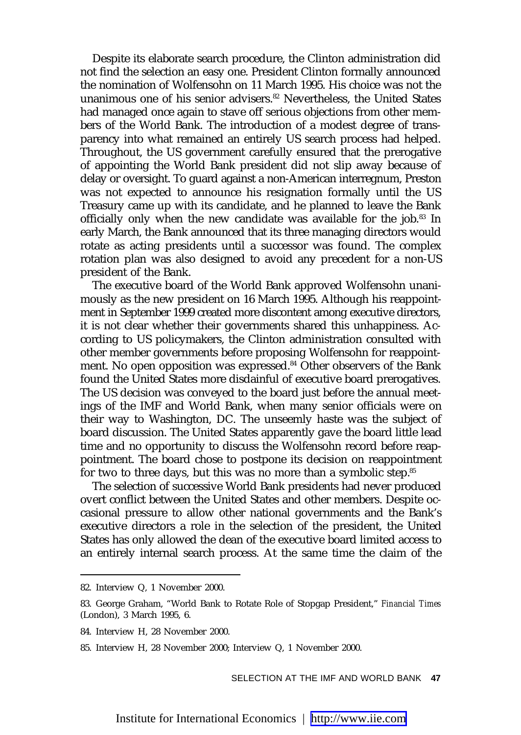Despite its elaborate search procedure, the Clinton administration did not find the selection an easy one. President Clinton formally announced the nomination of Wolfensohn on 11 March 1995. His choice was not the unanimous one of his senior advisers.[82] Nevertheless, the United States had managed once again to stave off serious objections from other members of the World Bank. The introduction of a modest degree of transparency into what remained an entirely US search process had helped. Throughout, the US government carefully ensured that the prerogative of appointing the World Bank president did not slip away because of delay or oversight. To guard against a non-American interregnum, Preston was not expected to announce his resignation formally until the US Treasury came up with its candidate, and he planned to leave the Bank officially only when the new candidate was available for the job.[83] In early March, the Bank announced that its three managing directors would rotate as acting presidents until a successor was found. The complex rotation plan was also designed to avoid any precedent for a non-US president of the Bank.

The executive board of the World Bank approved Wolfensohn unanimously as the new president on 16 March 1995. Although his reappointment in September 1999 created more discontent among executive directors, it is not clear whether their governments shared this unhappiness. According to US policymakers, the Clinton administration consulted with other member governments before proposing Wolfensohn for reappointment. No open opposition was expressed.[84] Other observers of the Bank found the United States more disdainful of executive board prerogatives. The US decision was conveyed to the board just before the annual meetings of the IMF and World Bank, when many senior officials were on their way to Washington, DC. The unseemly haste was the subject of board discussion. The United States apparently gave the board little lead time and no opportunity to discuss the Wolfensohn record before reappointment. The board chose to postpone its decision on reappointment for two to three days, but this was no more than a symbolic step.[85]

The selection of successive World Bank presidents had never produced overt conflict between the United States and other members. Despite occasional pressure to allow other national governments and the Bank's executive directors a role in the selection of the president, the United States has only allowed the dean of the executive board limited access to an entirely internal search process. At the same time the claim of the

---

82. Interview Q, 1 November 2000.

83. George Graham, "World Bank to Rotate Role of Stopgap President," *Financial Times* (London), 3 March 1995, 6.

84. Interview H, 28 November 2000.

85. Interview H, 28 November 2000; Interview Q, 1 November 2000.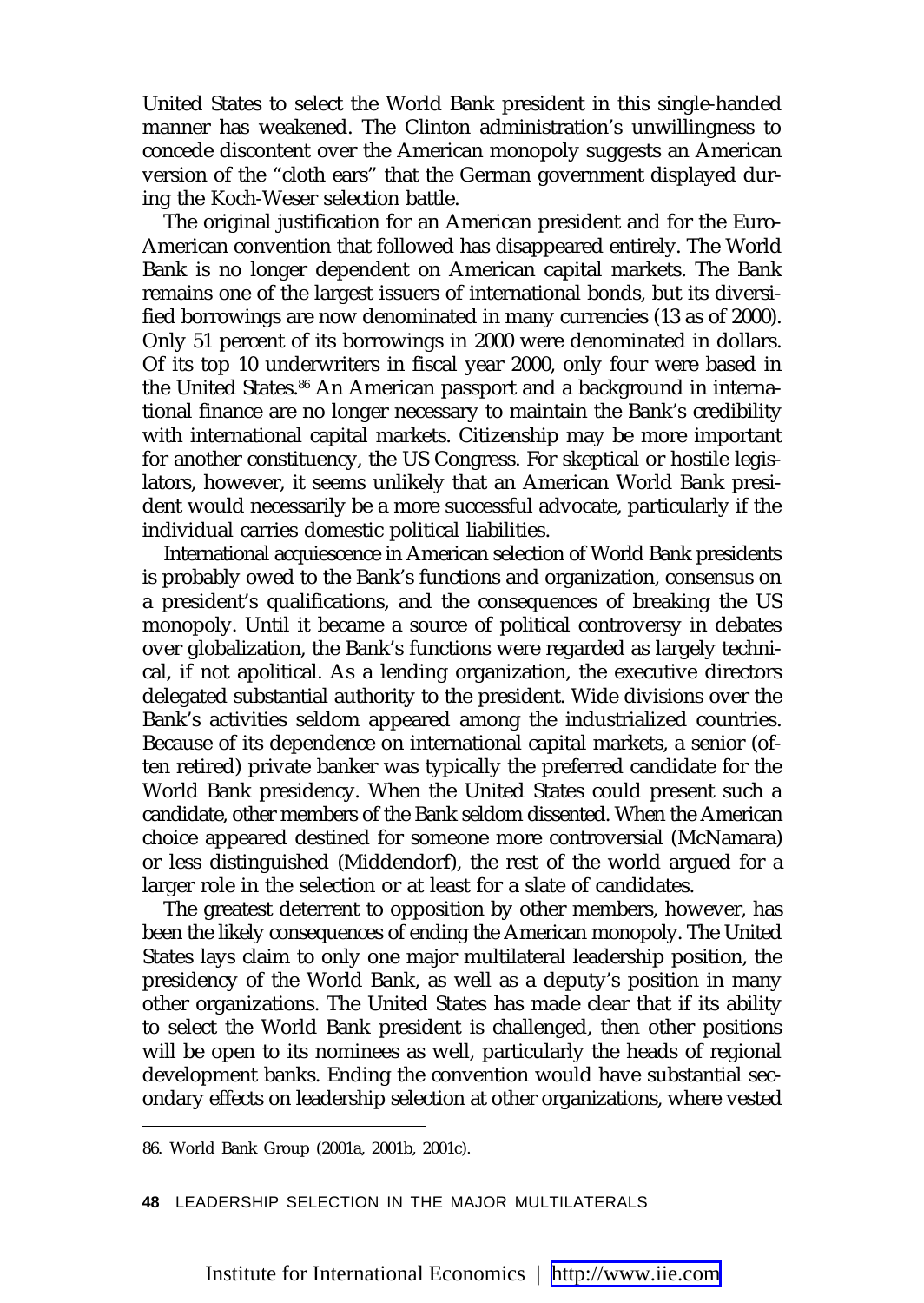United States to select the World Bank president in this single-handed manner has weakened. The Clinton administration's unwillingness to concede discontent over the American monopoly suggests an American version of the "cloth ears" that the German government displayed during the Koch-Weser selection battle.

The original justification for an American president and for the Euro-American convention that followed has disappeared entirely. The World Bank is no longer dependent on American capital markets. The Bank remains one of the largest issuers of international bonds, but its diversified borrowings are now denominated in many currencies (13 as of 2000). Only 51 percent of its borrowings in 2000 were denominated in dollars. Of its top 10 underwriters in fiscal year 2000, only four were based in the United States.[86] An American passport and a background in international finance are no longer necessary to maintain the Bank's credibility with international capital markets. Citizenship may be more important for another constituency, the US Congress. For skeptical or hostile legislators, however, it seems unlikely that an American World Bank president would necessarily be a more successful advocate, particularly if the individual carries domestic political liabilities.

International acquiescence in American selection of World Bank presidents is probably owed to the Bank's functions and organization, consensus on a president's qualifications, and the consequences of breaking the US monopoly. Until it became a source of political controversy in debates over globalization, the Bank's functions were regarded as largely technical, if not apolitical. As a lending organization, the executive directors delegated substantial authority to the president. Wide divisions over the Bank's activities seldom appeared among the industrialized countries. Because of its dependence on international capital markets, a senior (often retired) private banker was typically the preferred candidate for the World Bank presidency. When the United States could present such a candidate, other members of the Bank seldom dissented. When the American choice appeared destined for someone more controversial (McNamara) or less distinguished (Middendorf), the rest of the world argued for a larger role in the selection or at least for a slate of candidates.

The greatest deterrent to opposition by other members, however, has been the likely consequences of ending the American monopoly. The United States lays claim to only one major multilateral leadership position, the presidency of the World Bank, as well as a deputy's position in many other organizations. The United States has made clear that if its ability to select the World Bank president is challenged, then other positions will be open to its nominees as well, particularly the heads of regional development banks. Ending the convention would have substantial secondary effects on leadership selection at other organizations, where vested

86. World Bank Group (2001a, 2001b, 2001c).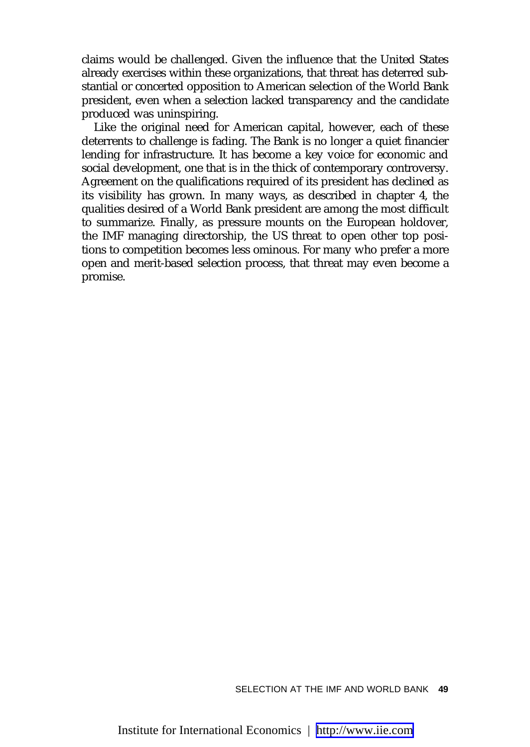claims would be challenged. Given the influence that the United States already exercises within these organizations, that threat has deterred substantial or concerted opposition to American selection of the World Bank president, even when a selection lacked transparency and the candidate produced was uninspiring.

Like the original need for American capital, however, each of these deterrents to challenge is fading. The Bank is no longer a quiet financier lending for infrastructure. It has become a key voice for economic and social development, one that is in the thick of contemporary controversy. Agreement on the qualifications required of its president has declined as its visibility has grown. In many ways, as described in chapter 4, the qualities desired of a World Bank president are among the most difficult to summarize. Finally, as pressure mounts on the European holdover, the IMF managing directorship, the US threat to open other top positions to competition becomes less ominous. For many who prefer a more open and merit-based selection process, that threat may even become a promise.